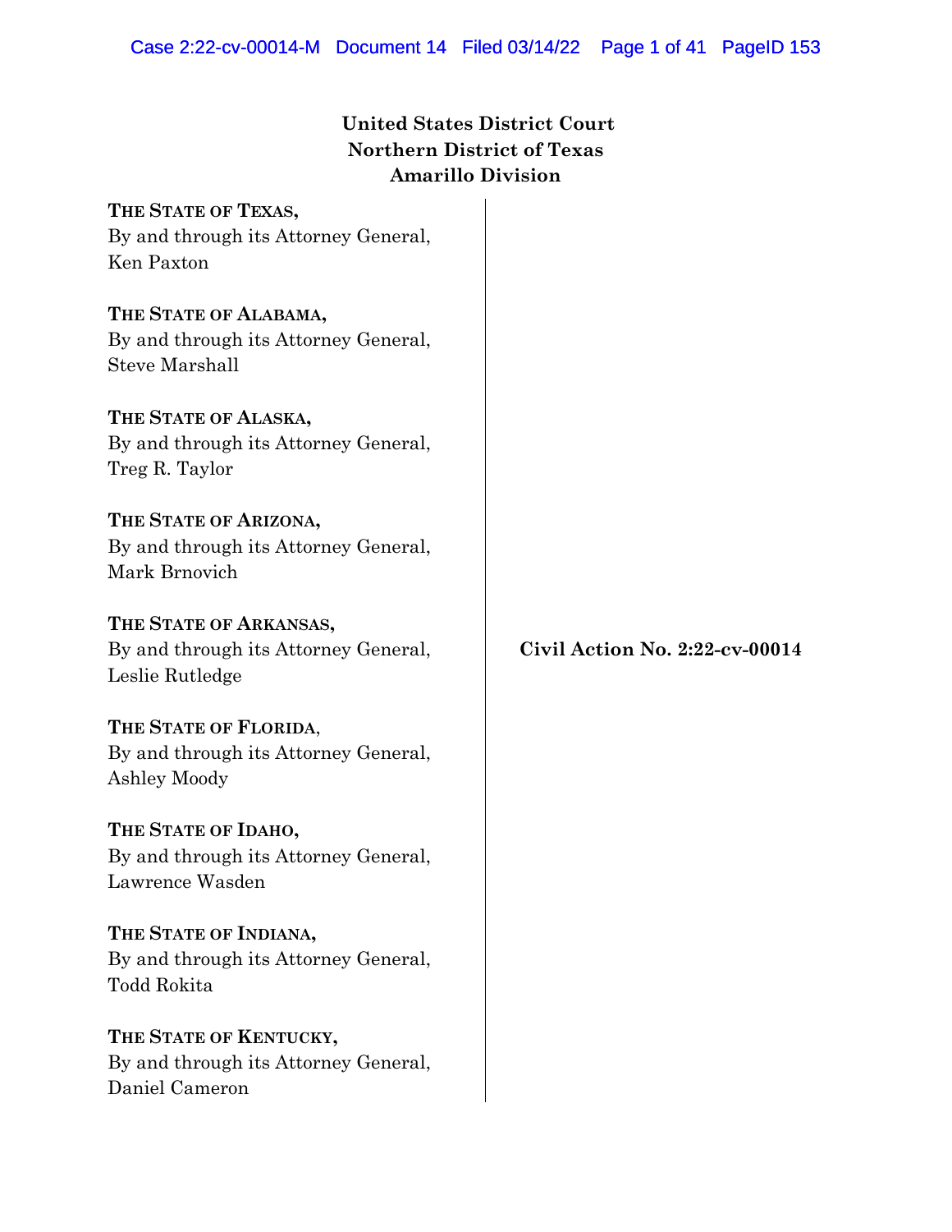**United States District Court**
**Northern District of Texas**
**Amarillo Division**

**THE STATE OF TEXAS,**
By and through its Attorney General,
Ken Paxton

**THE STATE OF ALABAMA,**
By and through its Attorney General,
Steve Marshall

**THE STATE OF ALASKA,**
By and through its Attorney General,
Treg R. Taylor

**THE STATE OF ARIZONA,**
By and through its Attorney General,
Mark Brnovich

**THE STATE OF ARKANSAS,**
By and through its Attorney General,
Leslie Rutledge

**THE STATE OF FLORIDA**,
By and through its Attorney General,
Ashley Moody

**THE STATE OF IDAHO,**
By and through its Attorney General,
Lawrence Wasden

**THE STATE OF INDIANA,**
By and through its Attorney General,
Todd Rokita

**THE STATE OF KENTUCKY,**
By and through its Attorney General,
Daniel Cameron

**Civil Action No. 2:22-cv-00014**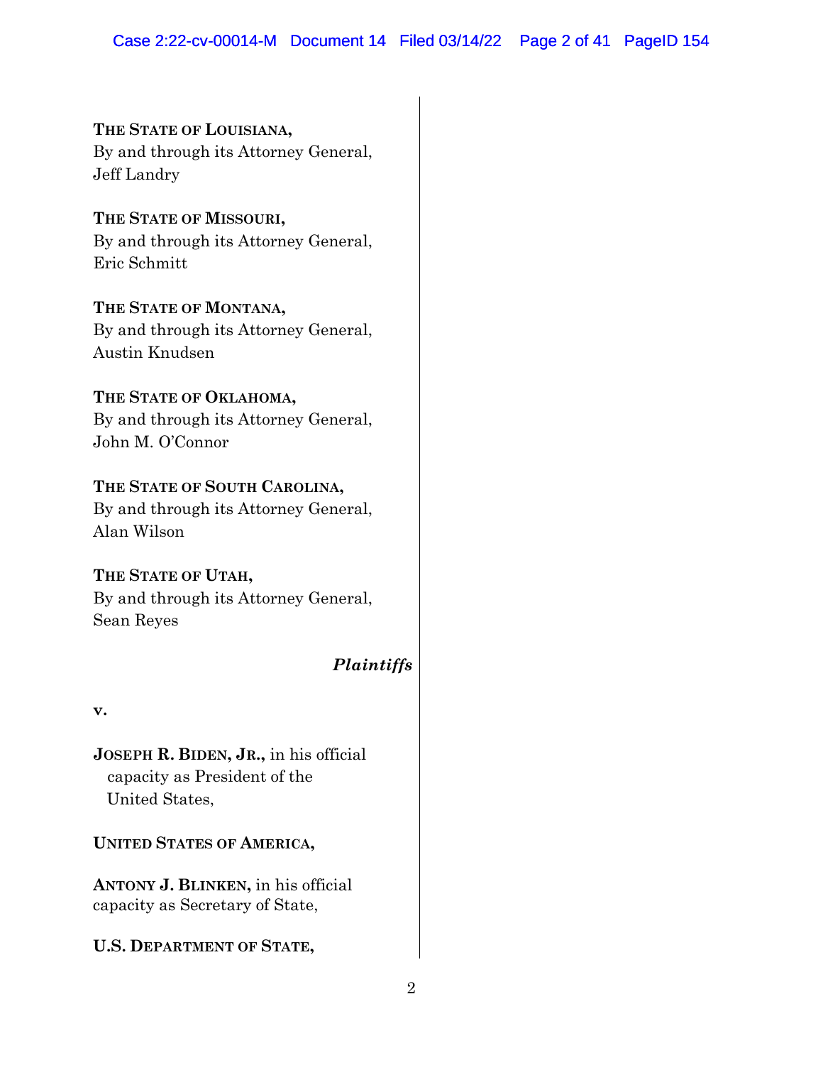**THE STATE OF LOUISIANA,**
By and through its Attorney General,
Jeff Landry

**THE STATE OF MISSOURI,**
By and through its Attorney General,
Eric Schmitt

**THE STATE OF MONTANA,**
By and through its Attorney General,
Austin Knudsen

**THE STATE OF OKLAHOMA,**
By and through its Attorney General,
John M. O'Connor

**THE STATE OF SOUTH CAROLINA,**
By and through its Attorney General,
Alan Wilson

**THE STATE OF UTAH,**
By and through its Attorney General,
Sean Reyes

***Plaintiffs***

**v.**

**JOSEPH R. BIDEN, JR.,** in his official capacity as President of the United States,

**UNITED STATES OF AMERICA,**

**ANTONY J. BLINKEN,** in his official capacity as Secretary of State,

**U.S. DEPARTMENT OF STATE,**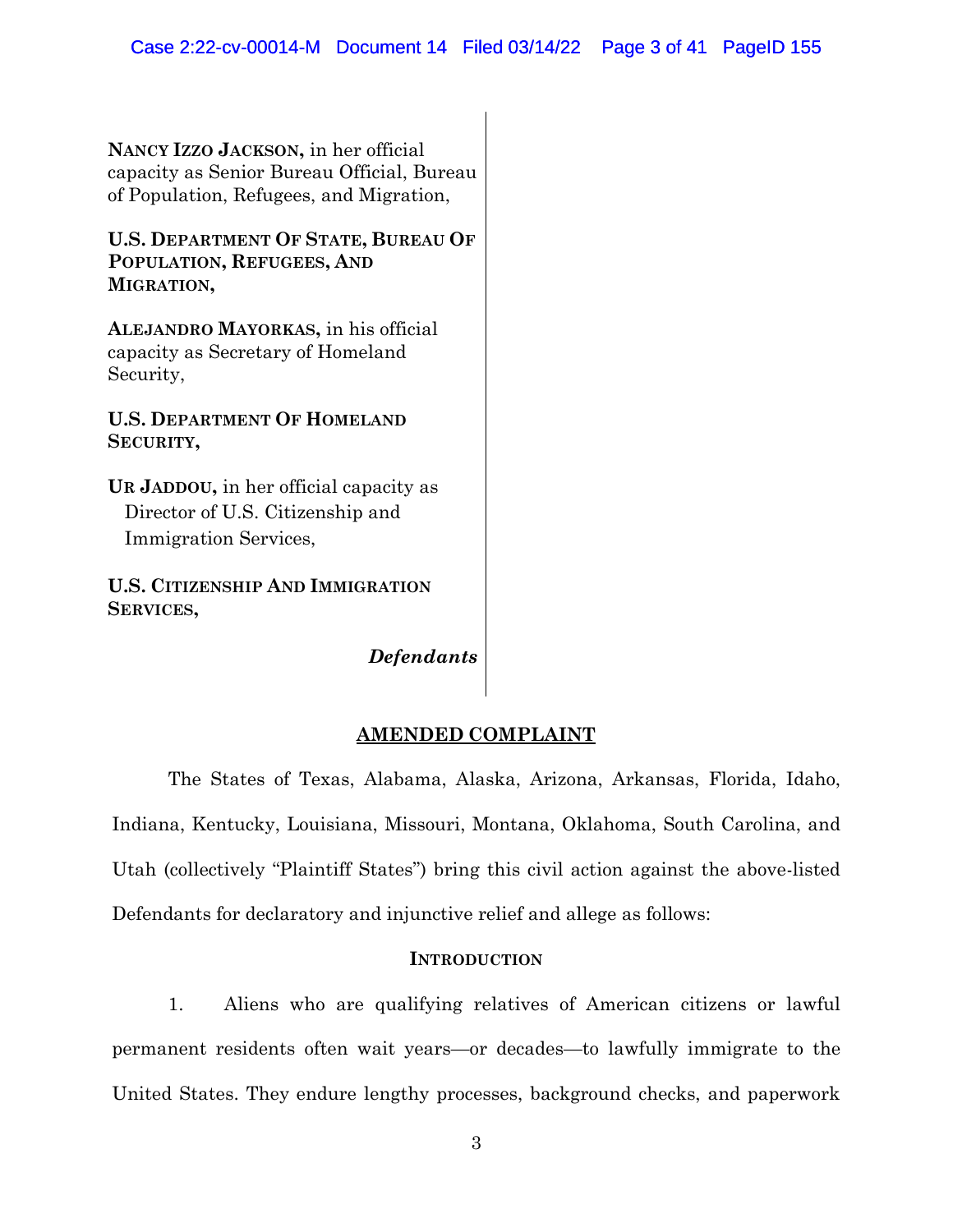**NANCY IZZO JACKSON,** in her official capacity as Senior Bureau Official, Bureau of Population, Refugees, and Migration,

**U.S. DEPARTMENT OF STATE, BUREAU OF POPULATION, REFUGEES, AND MIGRATION,**

**ALEJANDRO MAYORKAS,** in his official capacity as Secretary of Homeland Security,

**U.S. DEPARTMENT OF HOMELAND SECURITY,**

**UR JADDOU,** in her official capacity as Director of U.S. Citizenship and Immigration Services,

**U.S. CITIZENSHIP AND IMMIGRATION SERVICES,**

***Defendants***

## AMENDED COMPLAINT

The States of Texas, Alabama, Alaska, Arizona, Arkansas, Florida, Idaho, Indiana, Kentucky, Louisiana, Missouri, Montana, Oklahoma, South Carolina, and Utah (collectively "Plaintiff States") bring this civil action against the above-listed Defendants for declaratory and injunctive relief and allege as follows:

### INTRODUCTION

1. Aliens who are qualifying relatives of American citizens or lawful permanent residents often wait years—or decades—to lawfully immigrate to the United States. They endure lengthy processes, background checks, and paperwork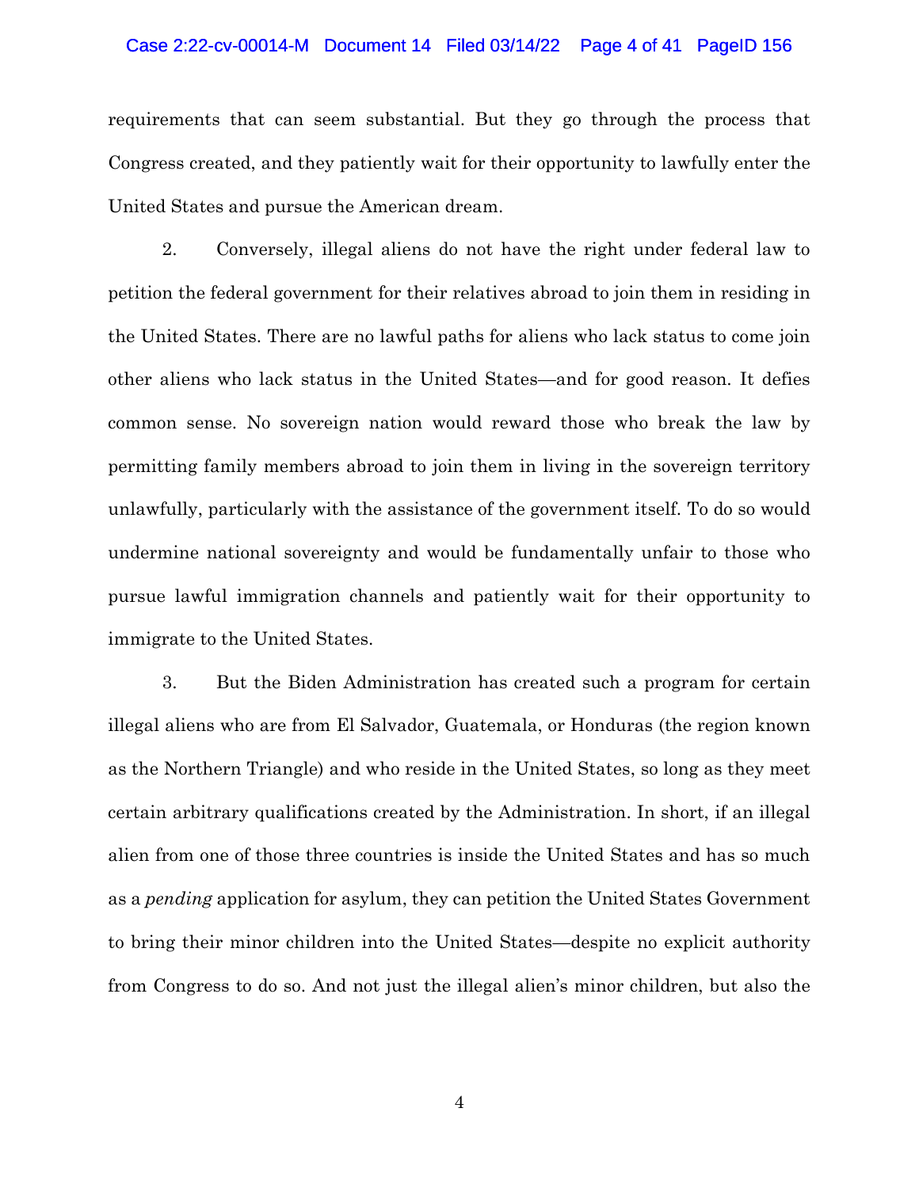requirements that can seem substantial. But they go through the process that Congress created, and they patiently wait for their opportunity to lawfully enter the United States and pursue the American dream.

2. Conversely, illegal aliens do not have the right under federal law to petition the federal government for their relatives abroad to join them in residing in the United States. There are no lawful paths for aliens who lack status to come join other aliens who lack status in the United States—and for good reason. It defies common sense. No sovereign nation would reward those who break the law by permitting family members abroad to join them in living in the sovereign territory unlawfully, particularly with the assistance of the government itself. To do so would undermine national sovereignty and would be fundamentally unfair to those who pursue lawful immigration channels and patiently wait for their opportunity to immigrate to the United States.

3. But the Biden Administration has created such a program for certain illegal aliens who are from El Salvador, Guatemala, or Honduras (the region known as the Northern Triangle) and who reside in the United States, so long as they meet certain arbitrary qualifications created by the Administration. In short, if an illegal alien from one of those three countries is inside the United States and has so much as a *pending* application for asylum, they can petition the United States Government to bring their minor children into the United States—despite no explicit authority from Congress to do so. And not just the illegal alien's minor children, but also the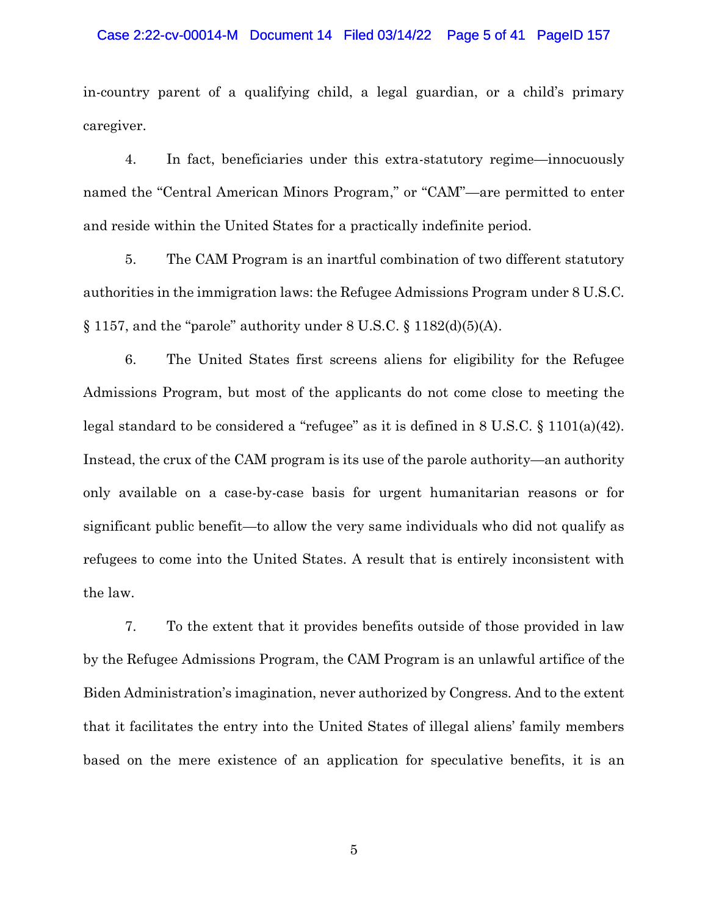in-country parent of a qualifying child, a legal guardian, or a child's primary caregiver.

4. In fact, beneficiaries under this extra-statutory regime—innocuously named the "Central American Minors Program," or "CAM"—are permitted to enter and reside within the United States for a practically indefinite period.

5. The CAM Program is an inartful combination of two different statutory authorities in the immigration laws: the Refugee Admissions Program under 8 U.S.C. § 1157, and the "parole" authority under 8 U.S.C. § 1182(d)(5)(A).

6. The United States first screens aliens for eligibility for the Refugee Admissions Program, but most of the applicants do not come close to meeting the legal standard to be considered a "refugee" as it is defined in 8 U.S.C. § 1101(a)(42). Instead, the crux of the CAM program is its use of the parole authority—an authority only available on a case-by-case basis for urgent humanitarian reasons or for significant public benefit—to allow the very same individuals who did not qualify as refugees to come into the United States. A result that is entirely inconsistent with the law.

7. To the extent that it provides benefits outside of those provided in law by the Refugee Admissions Program, the CAM Program is an unlawful artifice of the Biden Administration's imagination, never authorized by Congress. And to the extent that it facilitates the entry into the United States of illegal aliens' family members based on the mere existence of an application for speculative benefits, it is an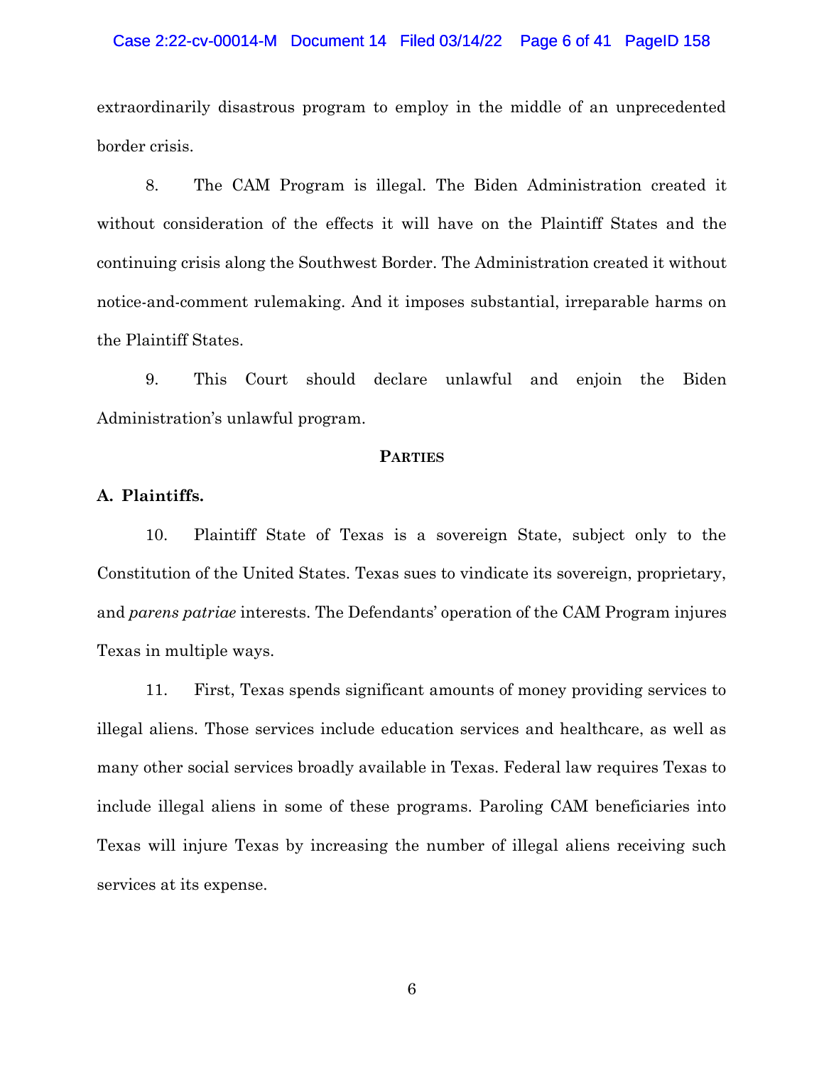extraordinarily disastrous program to employ in the middle of an unprecedented border crisis.

8. The CAM Program is illegal. The Biden Administration created it without consideration of the effects it will have on the Plaintiff States and the continuing crisis along the Southwest Border. The Administration created it without notice-and-comment rulemaking. And it imposes substantial, irreparable harms on the Plaintiff States.

9. This Court should declare unlawful and enjoin the Biden Administration's unlawful program.

## PARTIES

### A. Plaintiffs.

10. Plaintiff State of Texas is a sovereign State, subject only to the Constitution of the United States. Texas sues to vindicate its sovereign, proprietary, and *parens patriae* interests. The Defendants' operation of the CAM Program injures Texas in multiple ways.

11. First, Texas spends significant amounts of money providing services to illegal aliens. Those services include education services and healthcare, as well as many other social services broadly available in Texas. Federal law requires Texas to include illegal aliens in some of these programs. Paroling CAM beneficiaries into Texas will injure Texas by increasing the number of illegal aliens receiving such services at its expense.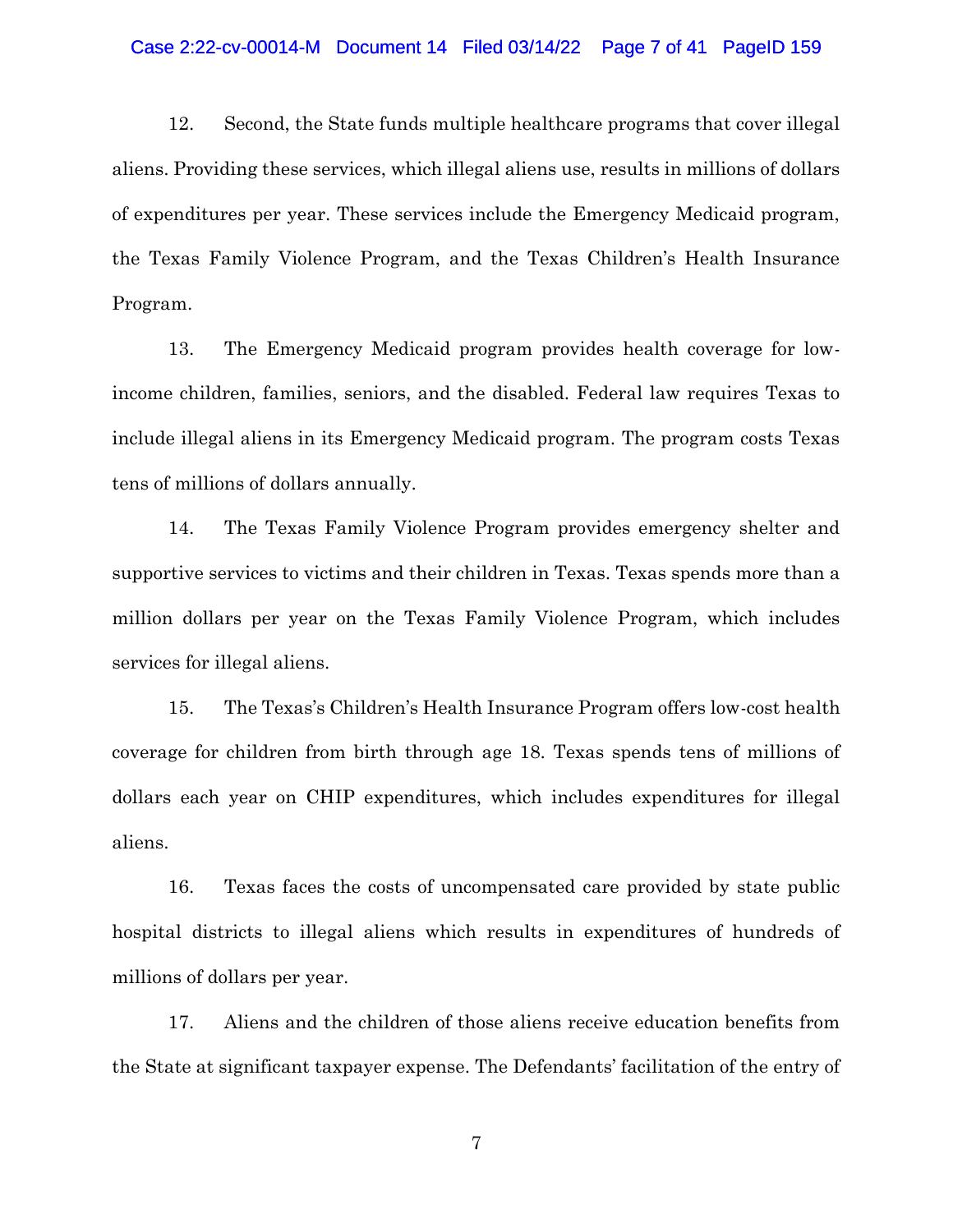12. Second, the State funds multiple healthcare programs that cover illegal aliens. Providing these services, which illegal aliens use, results in millions of dollars of expenditures per year. These services include the Emergency Medicaid program, the Texas Family Violence Program, and the Texas Children's Health Insurance Program.

13. The Emergency Medicaid program provides health coverage for low-income children, families, seniors, and the disabled. Federal law requires Texas to include illegal aliens in its Emergency Medicaid program. The program costs Texas tens of millions of dollars annually.

14. The Texas Family Violence Program provides emergency shelter and supportive services to victims and their children in Texas. Texas spends more than a million dollars per year on the Texas Family Violence Program, which includes services for illegal aliens.

15. The Texas's Children's Health Insurance Program offers low-cost health coverage for children from birth through age 18. Texas spends tens of millions of dollars each year on CHIP expenditures, which includes expenditures for illegal aliens.

16. Texas faces the costs of uncompensated care provided by state public hospital districts to illegal aliens which results in expenditures of hundreds of millions of dollars per year.

17. Aliens and the children of those aliens receive education benefits from the State at significant taxpayer expense. The Defendants' facilitation of the entry of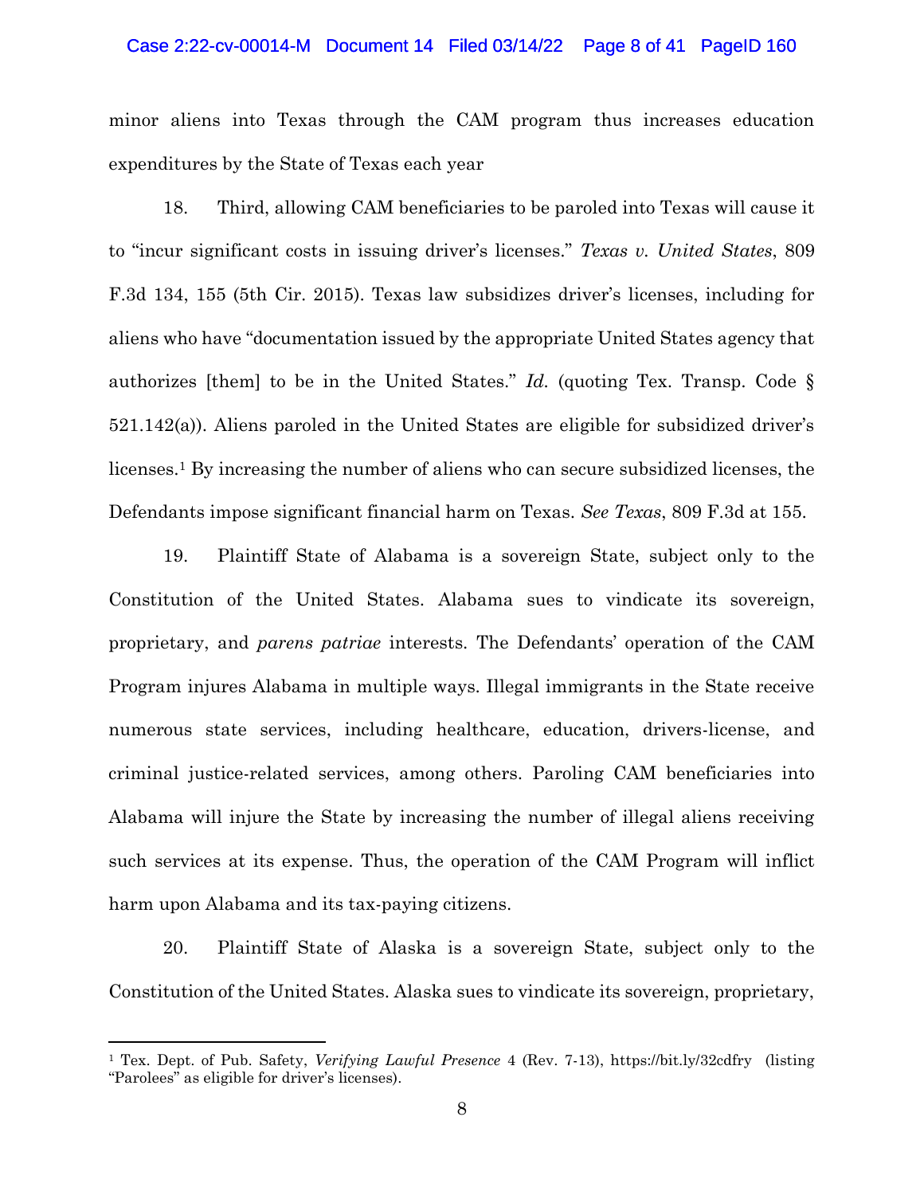minor aliens into Texas through the CAM program thus increases education expenditures by the State of Texas each year

18. Third, allowing CAM beneficiaries to be paroled into Texas will cause it to "incur significant costs in issuing driver's licenses." *Texas v. United States*, 809 F.3d 134, 155 (5th Cir. 2015). Texas law subsidizes driver's licenses, including for aliens who have "documentation issued by the appropriate United States agency that authorizes [them] to be in the United States." *Id.* (quoting Tex. Transp. Code § 521.142(a)). Aliens paroled in the United States are eligible for subsidized driver's licenses.[1] By increasing the number of aliens who can secure subsidized licenses, the Defendants impose significant financial harm on Texas. *See Texas*, 809 F.3d at 155.

19. Plaintiff State of Alabama is a sovereign State, subject only to the Constitution of the United States. Alabama sues to vindicate its sovereign, proprietary, and *parens patriae* interests. The Defendants' operation of the CAM Program injures Alabama in multiple ways. Illegal immigrants in the State receive numerous state services, including healthcare, education, drivers-license, and criminal justice-related services, among others. Paroling CAM beneficiaries into Alabama will injure the State by increasing the number of illegal aliens receiving such services at its expense. Thus, the operation of the CAM Program will inflict harm upon Alabama and its tax-paying citizens.

20. Plaintiff State of Alaska is a sovereign State, subject only to the Constitution of the United States. Alaska sues to vindicate its sovereign, proprietary,

---

[1] Tex. Dept. of Pub. Safety, *Verifying Lawful Presence* 4 (Rev. 7-13), https://bit.ly/32cdfry (listing "Parolees" as eligible for driver's licenses).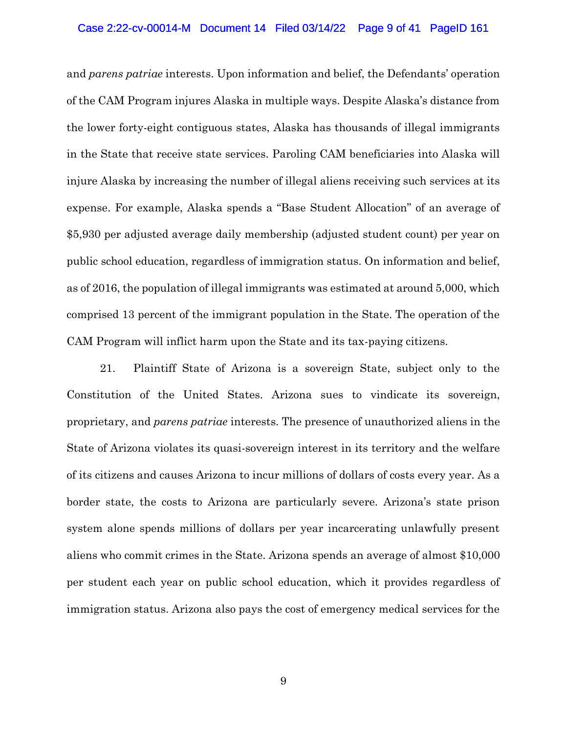and *parens patriae* interests. Upon information and belief, the Defendants' operation of the CAM Program injures Alaska in multiple ways. Despite Alaska's distance from the lower forty-eight contiguous states, Alaska has thousands of illegal immigrants in the State that receive state services. Paroling CAM beneficiaries into Alaska will injure Alaska by increasing the number of illegal aliens receiving such services at its expense. For example, Alaska spends a "Base Student Allocation" of an average of $5,930 per adjusted average daily membership (adjusted student count) per year on public school education, regardless of immigration status. On information and belief, as of 2016, the population of illegal immigrants was estimated at around 5,000, which comprised 13 percent of the immigrant population in the State. The operation of the CAM Program will inflict harm upon the State and its tax-paying citizens.

21. Plaintiff State of Arizona is a sovereign State, subject only to the Constitution of the United States. Arizona sues to vindicate its sovereign, proprietary, and *parens patriae* interests. The presence of unauthorized aliens in the State of Arizona violates its quasi-sovereign interest in its territory and the welfare of its citizens and causes Arizona to incur millions of dollars of costs every year. As a border state, the costs to Arizona are particularly severe. Arizona's state prison system alone spends millions of dollars per year incarcerating unlawfully present aliens who commit crimes in the State. Arizona spends an average of almost $10,000 per student each year on public school education, which it provides regardless of immigration status. Arizona also pays the cost of emergency medical services for the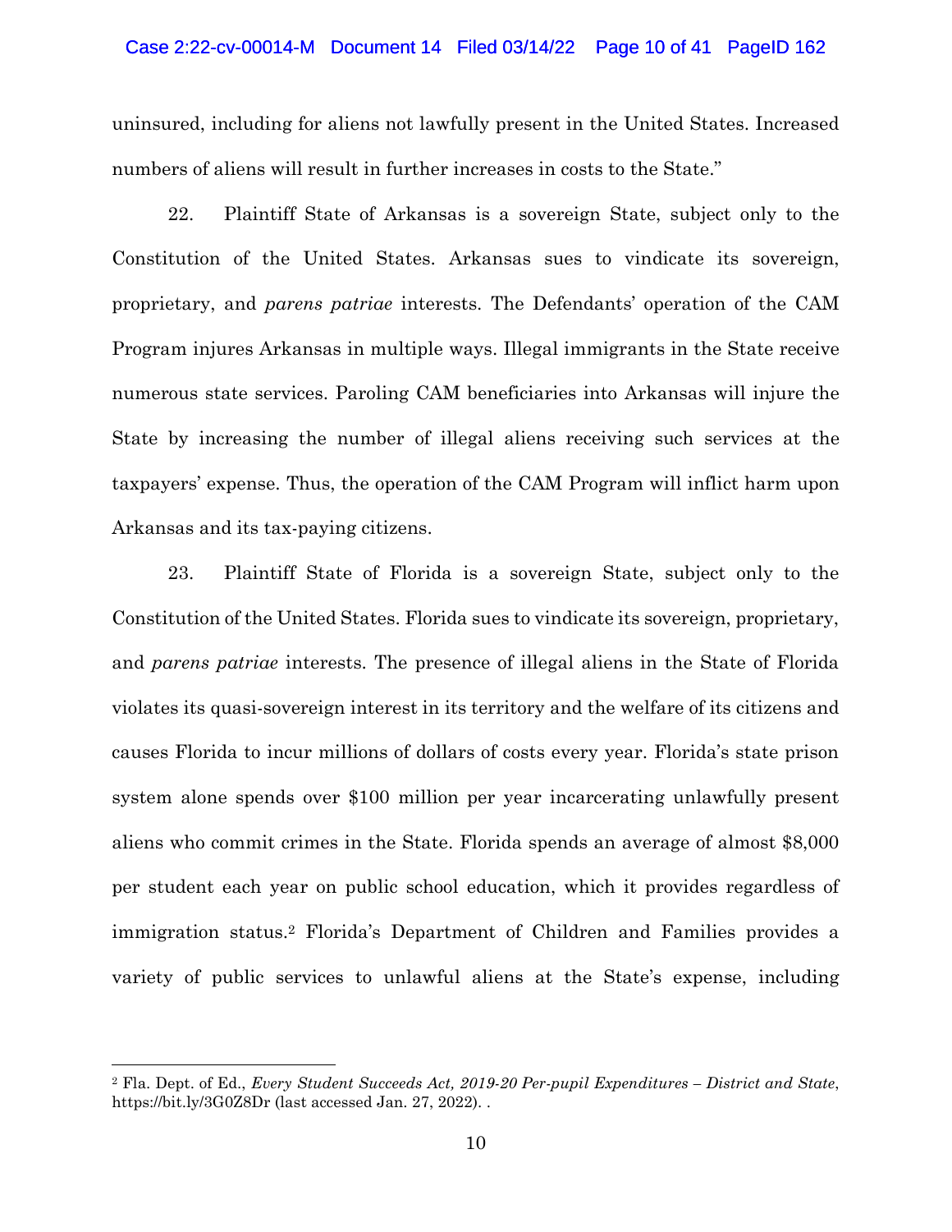uninsured, including for aliens not lawfully present in the United States. Increased numbers of aliens will result in further increases in costs to the State."

22. Plaintiff State of Arkansas is a sovereign State, subject only to the Constitution of the United States. Arkansas sues to vindicate its sovereign, proprietary, and *parens patriae* interests. The Defendants' operation of the CAM Program injures Arkansas in multiple ways. Illegal immigrants in the State receive numerous state services. Paroling CAM beneficiaries into Arkansas will injure the State by increasing the number of illegal aliens receiving such services at the taxpayers' expense. Thus, the operation of the CAM Program will inflict harm upon Arkansas and its tax-paying citizens.

23. Plaintiff State of Florida is a sovereign State, subject only to the Constitution of the United States. Florida sues to vindicate its sovereign, proprietary, and *parens patriae* interests. The presence of illegal aliens in the State of Florida violates its quasi-sovereign interest in its territory and the welfare of its citizens and causes Florida to incur millions of dollars of costs every year. Florida's state prison system alone spends over $100 million per year incarcerating unlawfully present aliens who commit crimes in the State. Florida spends an average of almost $8,000 per student each year on public school education, which it provides regardless of immigration status.[2] Florida's Department of Children and Families provides a variety of public services to unlawful aliens at the State's expense, including

---

[2] Fla. Dept. of Ed., *Every Student Succeeds Act, 2019-20 Per-pupil Expenditures – District and State*, https://bit.ly/3G0Z8Dr (last accessed Jan. 27, 2022). .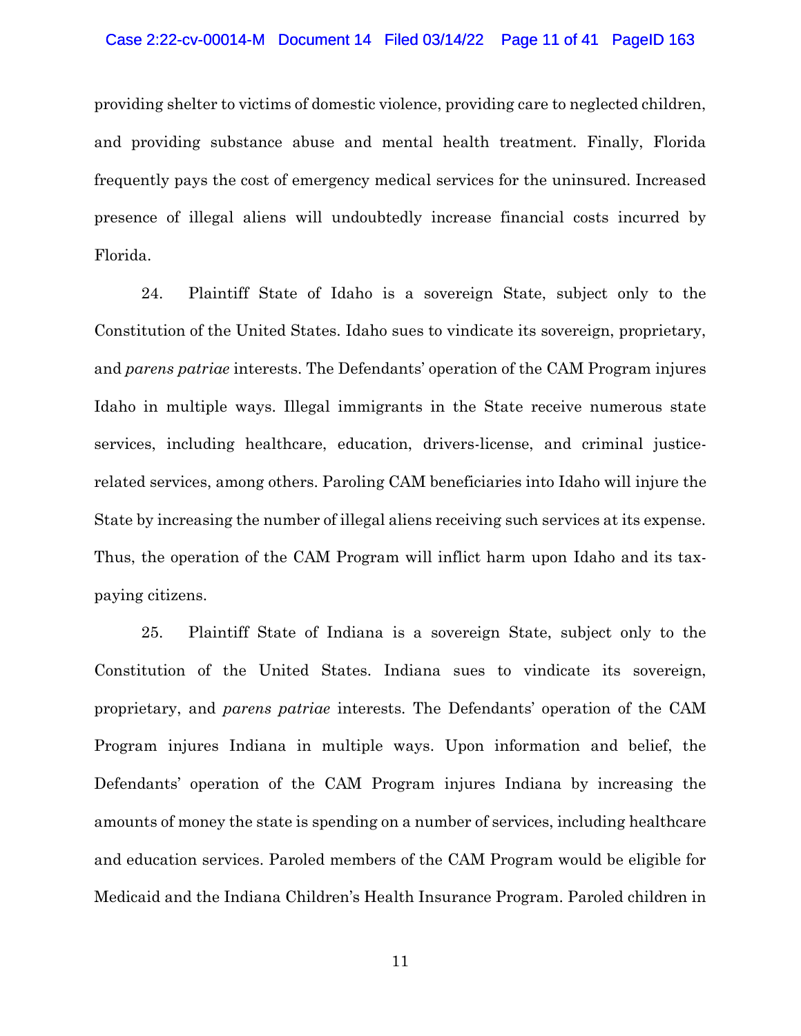providing shelter to victims of domestic violence, providing care to neglected children, and providing substance abuse and mental health treatment. Finally, Florida frequently pays the cost of emergency medical services for the uninsured. Increased presence of illegal aliens will undoubtedly increase financial costs incurred by Florida.

24. Plaintiff State of Idaho is a sovereign State, subject only to the Constitution of the United States. Idaho sues to vindicate its sovereign, proprietary, and *parens patriae* interests. The Defendants' operation of the CAM Program injures Idaho in multiple ways. Illegal immigrants in the State receive numerous state services, including healthcare, education, drivers-license, and criminal justice-related services, among others. Paroling CAM beneficiaries into Idaho will injure the State by increasing the number of illegal aliens receiving such services at its expense. Thus, the operation of the CAM Program will inflict harm upon Idaho and its tax-paying citizens.

25. Plaintiff State of Indiana is a sovereign State, subject only to the Constitution of the United States. Indiana sues to vindicate its sovereign, proprietary, and *parens patriae* interests. The Defendants' operation of the CAM Program injures Indiana in multiple ways. Upon information and belief, the Defendants' operation of the CAM Program injures Indiana by increasing the amounts of money the state is spending on a number of services, including healthcare and education services. Paroled members of the CAM Program would be eligible for Medicaid and the Indiana Children's Health Insurance Program. Paroled children in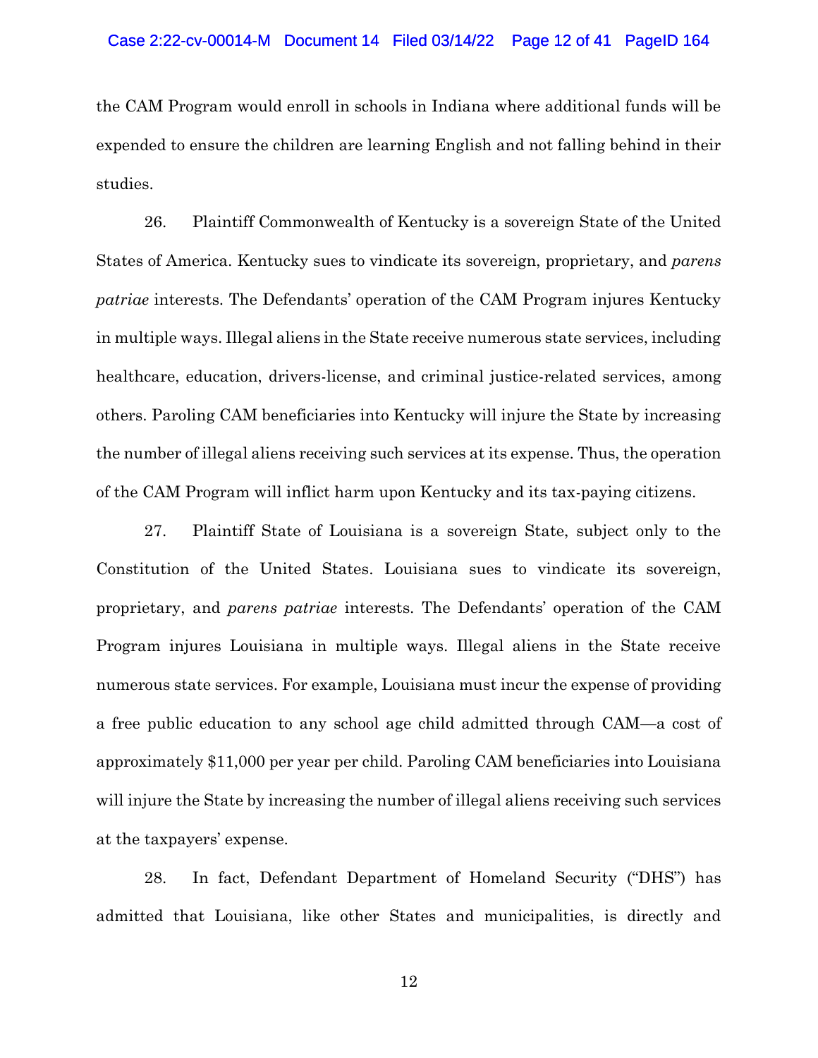the CAM Program would enroll in schools in Indiana where additional funds will be expended to ensure the children are learning English and not falling behind in their studies.

26. Plaintiff Commonwealth of Kentucky is a sovereign State of the United States of America. Kentucky sues to vindicate its sovereign, proprietary, and *parens patriae* interests. The Defendants' operation of the CAM Program injures Kentucky in multiple ways. Illegal aliens in the State receive numerous state services, including healthcare, education, drivers-license, and criminal justice-related services, among others. Paroling CAM beneficiaries into Kentucky will injure the State by increasing the number of illegal aliens receiving such services at its expense. Thus, the operation of the CAM Program will inflict harm upon Kentucky and its tax-paying citizens.

27. Plaintiff State of Louisiana is a sovereign State, subject only to the Constitution of the United States. Louisiana sues to vindicate its sovereign, proprietary, and *parens patriae* interests. The Defendants' operation of the CAM Program injures Louisiana in multiple ways. Illegal aliens in the State receive numerous state services. For example, Louisiana must incur the expense of providing a free public education to any school age child admitted through CAM—a cost of approximately $11,000 per year per child. Paroling CAM beneficiaries into Louisiana will injure the State by increasing the number of illegal aliens receiving such services at the taxpayers' expense.

28. In fact, Defendant Department of Homeland Security ("DHS") has admitted that Louisiana, like other States and municipalities, is directly and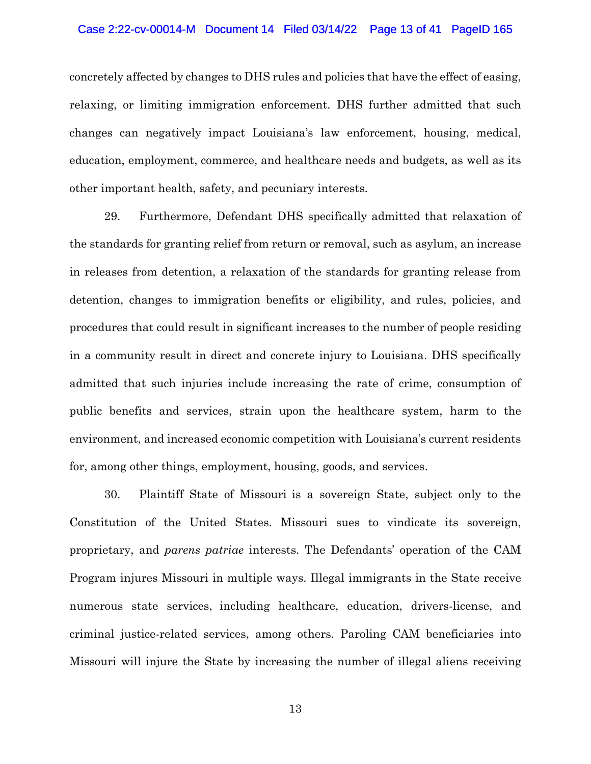concretely affected by changes to DHS rules and policies that have the effect of easing, relaxing, or limiting immigration enforcement. DHS further admitted that such changes can negatively impact Louisiana's law enforcement, housing, medical, education, employment, commerce, and healthcare needs and budgets, as well as its other important health, safety, and pecuniary interests.

29. Furthermore, Defendant DHS specifically admitted that relaxation of the standards for granting relief from return or removal, such as asylum, an increase in releases from detention, a relaxation of the standards for granting release from detention, changes to immigration benefits or eligibility, and rules, policies, and procedures that could result in significant increases to the number of people residing in a community result in direct and concrete injury to Louisiana. DHS specifically admitted that such injuries include increasing the rate of crime, consumption of public benefits and services, strain upon the healthcare system, harm to the environment, and increased economic competition with Louisiana's current residents for, among other things, employment, housing, goods, and services.

30. Plaintiff State of Missouri is a sovereign State, subject only to the Constitution of the United States. Missouri sues to vindicate its sovereign, proprietary, and *parens patriae* interests. The Defendants' operation of the CAM Program injures Missouri in multiple ways. Illegal immigrants in the State receive numerous state services, including healthcare, education, drivers-license, and criminal justice-related services, among others. Paroling CAM beneficiaries into Missouri will injure the State by increasing the number of illegal aliens receiving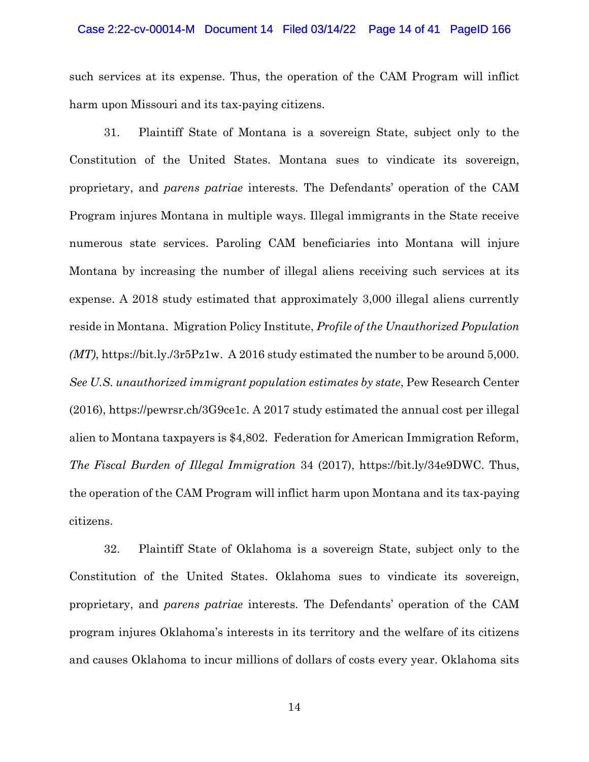such services at its expense. Thus, the operation of the CAM Program will inflict harm upon Missouri and its tax-paying citizens.

31. Plaintiff State of Montana is a sovereign State, subject only to the Constitution of the United States. Montana sues to vindicate its sovereign, proprietary, and *parens patriae* interests. The Defendants' operation of the CAM Program injures Montana in multiple ways. Illegal immigrants in the State receive numerous state services. Paroling CAM beneficiaries into Montana will injure Montana by increasing the number of illegal aliens receiving such services at its expense. A 2018 study estimated that approximately 3,000 illegal aliens currently reside in Montana. Migration Policy Institute, *Profile of the Unauthorized Population (MT)*, https://bit.ly./3r5Pz1w. A 2016 study estimated the number to be around 5,000. *See U.S. unauthorized immigrant population estimates by state*, Pew Research Center (2016), https://pewrsr.ch/3G9ce1c. A 2017 study estimated the annual cost per illegal alien to Montana taxpayers is $4,802. Federation for American Immigration Reform, *The Fiscal Burden of Illegal Immigration* 34 (2017), https://bit.ly/34e9DWC. Thus, the operation of the CAM Program will inflict harm upon Montana and its tax-paying citizens.

32. Plaintiff State of Oklahoma is a sovereign State, subject only to the Constitution of the United States. Oklahoma sues to vindicate its sovereign, proprietary, and *parens patriae* interests. The Defendants' operation of the CAM program injures Oklahoma's interests in its territory and the welfare of its citizens and causes Oklahoma to incur millions of dollars of costs every year. Oklahoma sits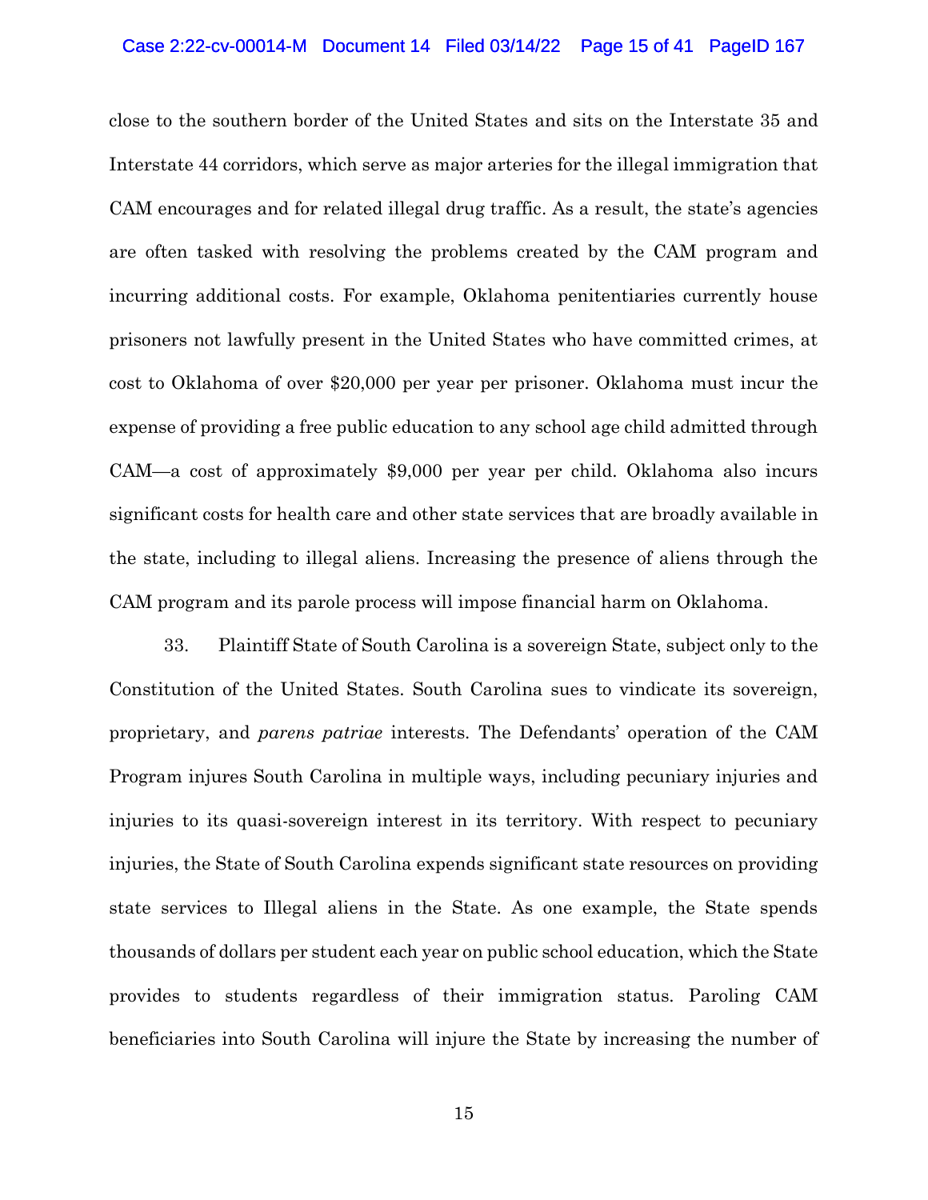close to the southern border of the United States and sits on the Interstate 35 and Interstate 44 corridors, which serve as major arteries for the illegal immigration that CAM encourages and for related illegal drug traffic. As a result, the state's agencies are often tasked with resolving the problems created by the CAM program and incurring additional costs. For example, Oklahoma penitentiaries currently house prisoners not lawfully present in the United States who have committed crimes, at cost to Oklahoma of over $20,000 per year per prisoner. Oklahoma must incur the expense of providing a free public education to any school age child admitted through CAM—a cost of approximately $9,000 per year per child. Oklahoma also incurs significant costs for health care and other state services that are broadly available in the state, including to illegal aliens. Increasing the presence of aliens through the CAM program and its parole process will impose financial harm on Oklahoma.

33. Plaintiff State of South Carolina is a sovereign State, subject only to the Constitution of the United States. South Carolina sues to vindicate its sovereign, proprietary, and *parens patriae* interests. The Defendants' operation of the CAM Program injures South Carolina in multiple ways, including pecuniary injuries and injuries to its quasi-sovereign interest in its territory. With respect to pecuniary injuries, the State of South Carolina expends significant state resources on providing state services to Illegal aliens in the State. As one example, the State spends thousands of dollars per student each year on public school education, which the State provides to students regardless of their immigration status. Paroling CAM beneficiaries into South Carolina will injure the State by increasing the number of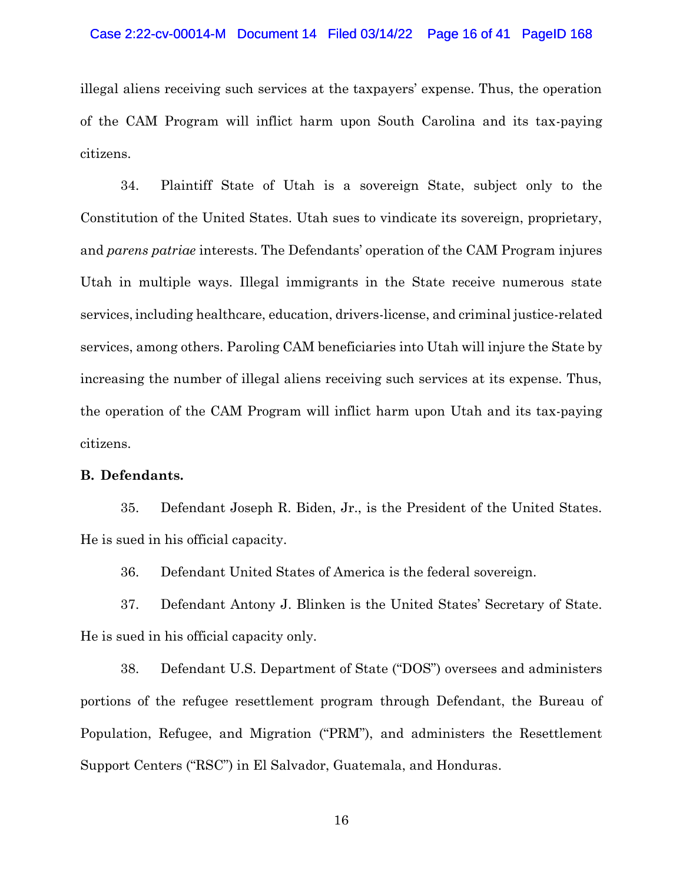illegal aliens receiving such services at the taxpayers' expense. Thus, the operation of the CAM Program will inflict harm upon South Carolina and its tax-paying citizens.

34. Plaintiff State of Utah is a sovereign State, subject only to the Constitution of the United States. Utah sues to vindicate its sovereign, proprietary, and *parens patriae* interests. The Defendants' operation of the CAM Program injures Utah in multiple ways. Illegal immigrants in the State receive numerous state services, including healthcare, education, drivers-license, and criminal justice-related services, among others. Paroling CAM beneficiaries into Utah will injure the State by increasing the number of illegal aliens receiving such services at its expense. Thus, the operation of the CAM Program will inflict harm upon Utah and its tax-paying citizens.

**B. Defendants.**

35. Defendant Joseph R. Biden, Jr., is the President of the United States. He is sued in his official capacity.

36. Defendant United States of America is the federal sovereign.

37. Defendant Antony J. Blinken is the United States' Secretary of State. He is sued in his official capacity only.

38. Defendant U.S. Department of State ("DOS") oversees and administers portions of the refugee resettlement program through Defendant, the Bureau of Population, Refugee, and Migration ("PRM"), and administers the Resettlement Support Centers ("RSC") in El Salvador, Guatemala, and Honduras.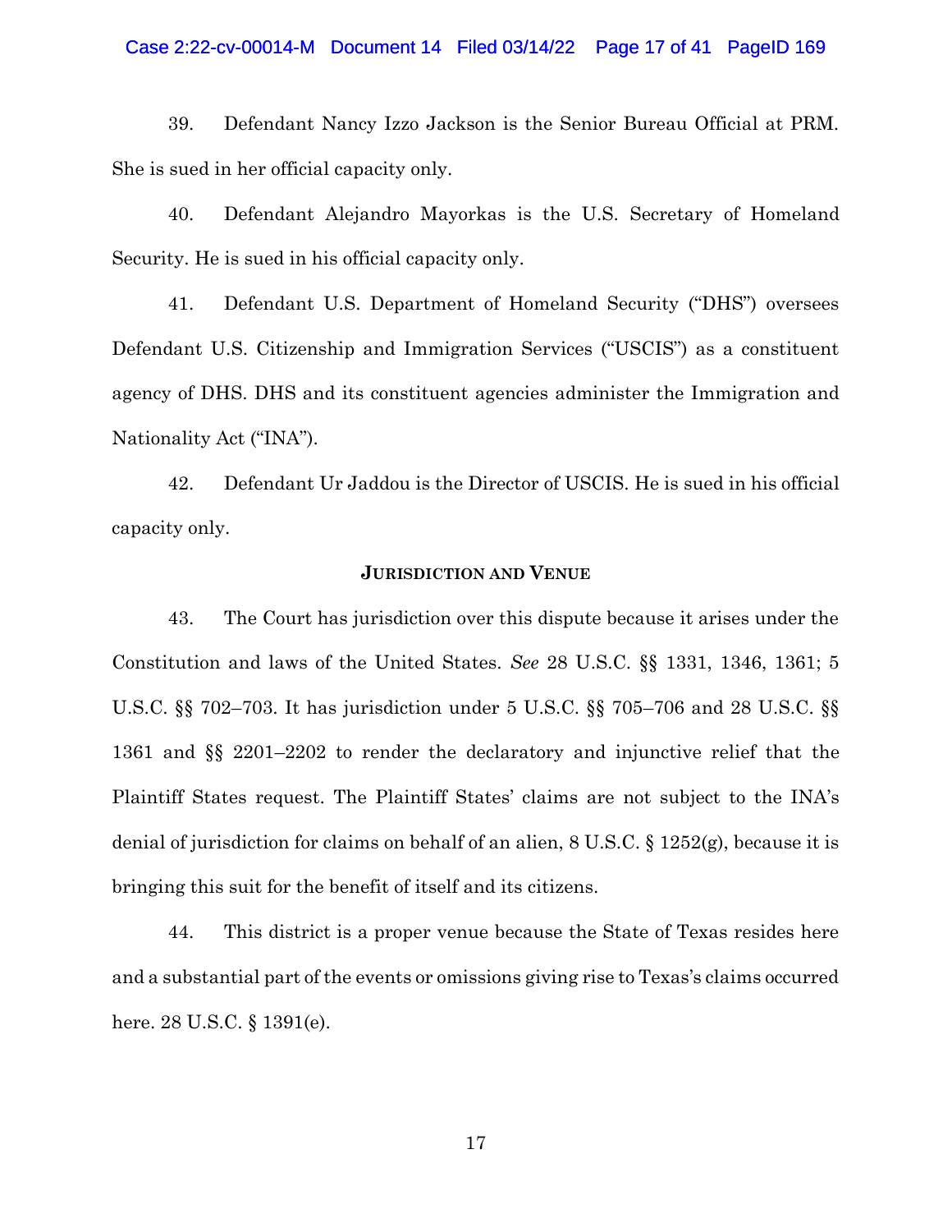39. Defendant Nancy Izzo Jackson is the Senior Bureau Official at PRM. She is sued in her official capacity only.

40. Defendant Alejandro Mayorkas is the U.S. Secretary of Homeland Security. He is sued in his official capacity only.

41. Defendant U.S. Department of Homeland Security ("DHS") oversees Defendant U.S. Citizenship and Immigration Services ("USCIS") as a constituent agency of DHS. DHS and its constituent agencies administer the Immigration and Nationality Act ("INA").

42. Defendant Ur Jaddou is the Director of USCIS. He is sued in his official capacity only.

## JURISDICTION AND VENUE

43. The Court has jurisdiction over this dispute because it arises under the Constitution and laws of the United States. *See* 28 U.S.C. §§ 1331, 1346, 1361; 5 U.S.C. §§ 702–703. It has jurisdiction under 5 U.S.C. §§ 705–706 and 28 U.S.C. §§ 1361 and §§ 2201–2202 to render the declaratory and injunctive relief that the Plaintiff States request. The Plaintiff States' claims are not subject to the INA's denial of jurisdiction for claims on behalf of an alien, 8 U.S.C. § 1252(g), because it is bringing this suit for the benefit of itself and its citizens.

44. This district is a proper venue because the State of Texas resides here and a substantial part of the events or omissions giving rise to Texas's claims occurred here. 28 U.S.C. § 1391(e).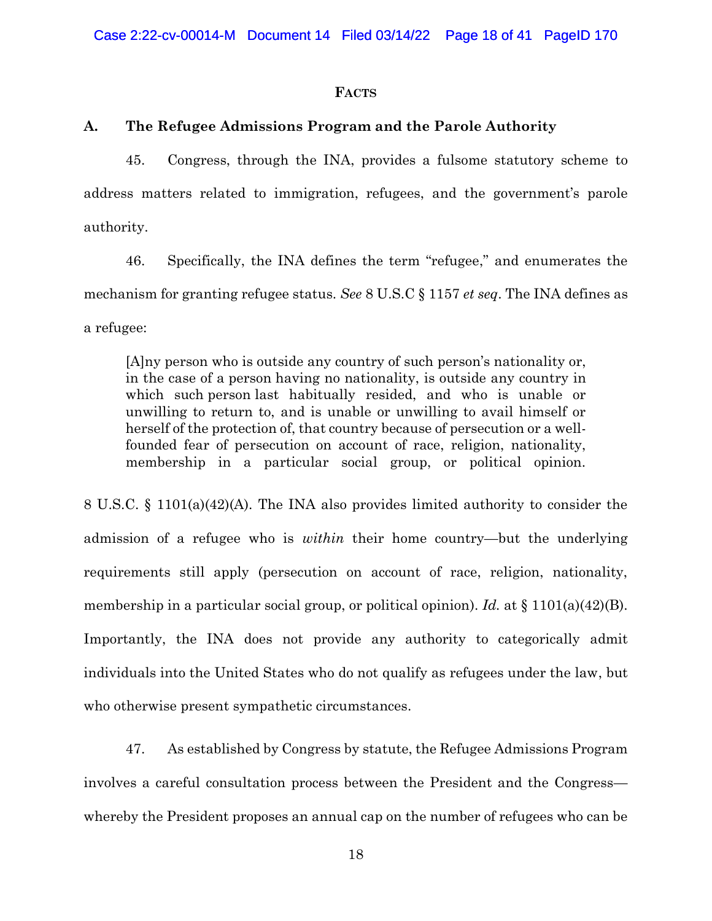**FACTS**

### A. The Refugee Admissions Program and the Parole Authority

45. Congress, through the INA, provides a fulsome statutory scheme to address matters related to immigration, refugees, and the government's parole authority.

46. Specifically, the INA defines the term "refugee," and enumerates the mechanism for granting refugee status. *See* 8 U.S.C § 1157 *et seq*. The INA defines as a refugee:

> [A]ny person who is outside any country of such person's nationality or, in the case of a person having no nationality, is outside any country in which such person last habitually resided, and who is unable or unwilling to return to, and is unable or unwilling to avail himself or herself of the protection of, that country because of persecution or a well-founded fear of persecution on account of race, religion, nationality, membership in a particular social group, or political opinion.

8 U.S.C. § 1101(a)(42)(A). The INA also provides limited authority to consider the admission of a refugee who is *within* their home country—but the underlying requirements still apply (persecution on account of race, religion, nationality, membership in a particular social group, or political opinion). *Id.* at § 1101(a)(42)(B). Importantly, the INA does not provide any authority to categorically admit individuals into the United States who do not qualify as refugees under the law, but who otherwise present sympathetic circumstances.

47. As established by Congress by statute, the Refugee Admissions Program involves a careful consultation process between the President and the Congress—whereby the President proposes an annual cap on the number of refugees who can be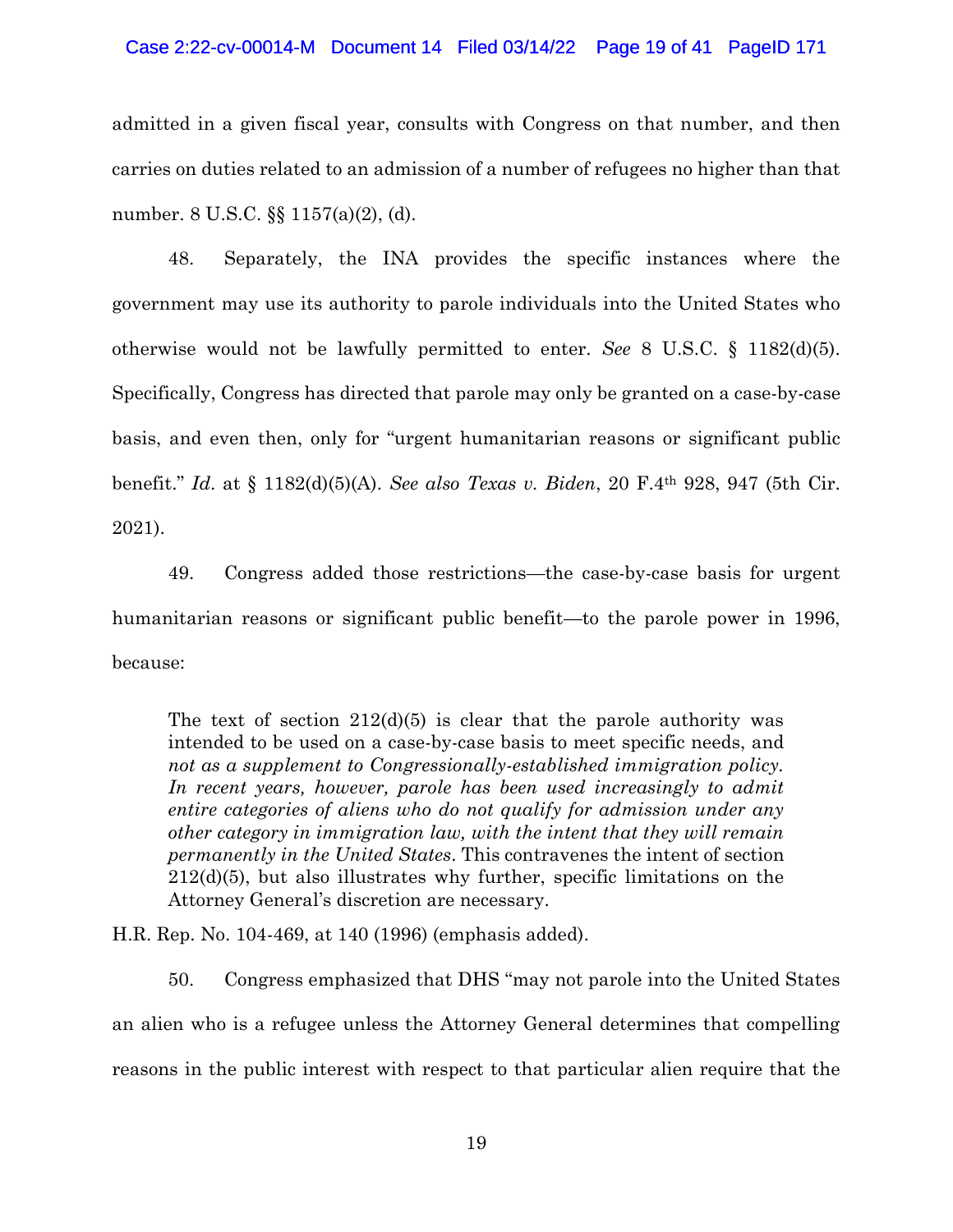admitted in a given fiscal year, consults with Congress on that number, and then carries on duties related to an admission of a number of refugees no higher than that number. 8 U.S.C. §§ 1157(a)(2), (d).

48. Separately, the INA provides the specific instances where the government may use its authority to parole individuals into the United States who otherwise would not be lawfully permitted to enter. *See* 8 U.S.C. § 1182(d)(5). Specifically, Congress has directed that parole may only be granted on a case-by-case basis, and even then, only for "urgent humanitarian reasons or significant public benefit." *Id*. at § 1182(d)(5)(A). *See also Texas v. Biden*, 20 F.4th 928, 947 (5th Cir. 2021).

49. Congress added those restrictions—the case-by-case basis for urgent humanitarian reasons or significant public benefit—to the parole power in 1996, because:

> The text of section 212(d)(5) is clear that the parole authority was intended to be used on a case-by-case basis to meet specific needs, and *not as a supplement to Congressionally-established immigration policy. In recent years, however, parole has been used increasingly to admit entire categories of aliens who do not qualify for admission under any other category in immigration law, with the intent that they will remain permanently in the United States*. This contravenes the intent of section 212(d)(5), but also illustrates why further, specific limitations on the Attorney General's discretion are necessary.

H.R. Rep. No. 104-469, at 140 (1996) (emphasis added).

50. Congress emphasized that DHS "may not parole into the United States an alien who is a refugee unless the Attorney General determines that compelling reasons in the public interest with respect to that particular alien require that the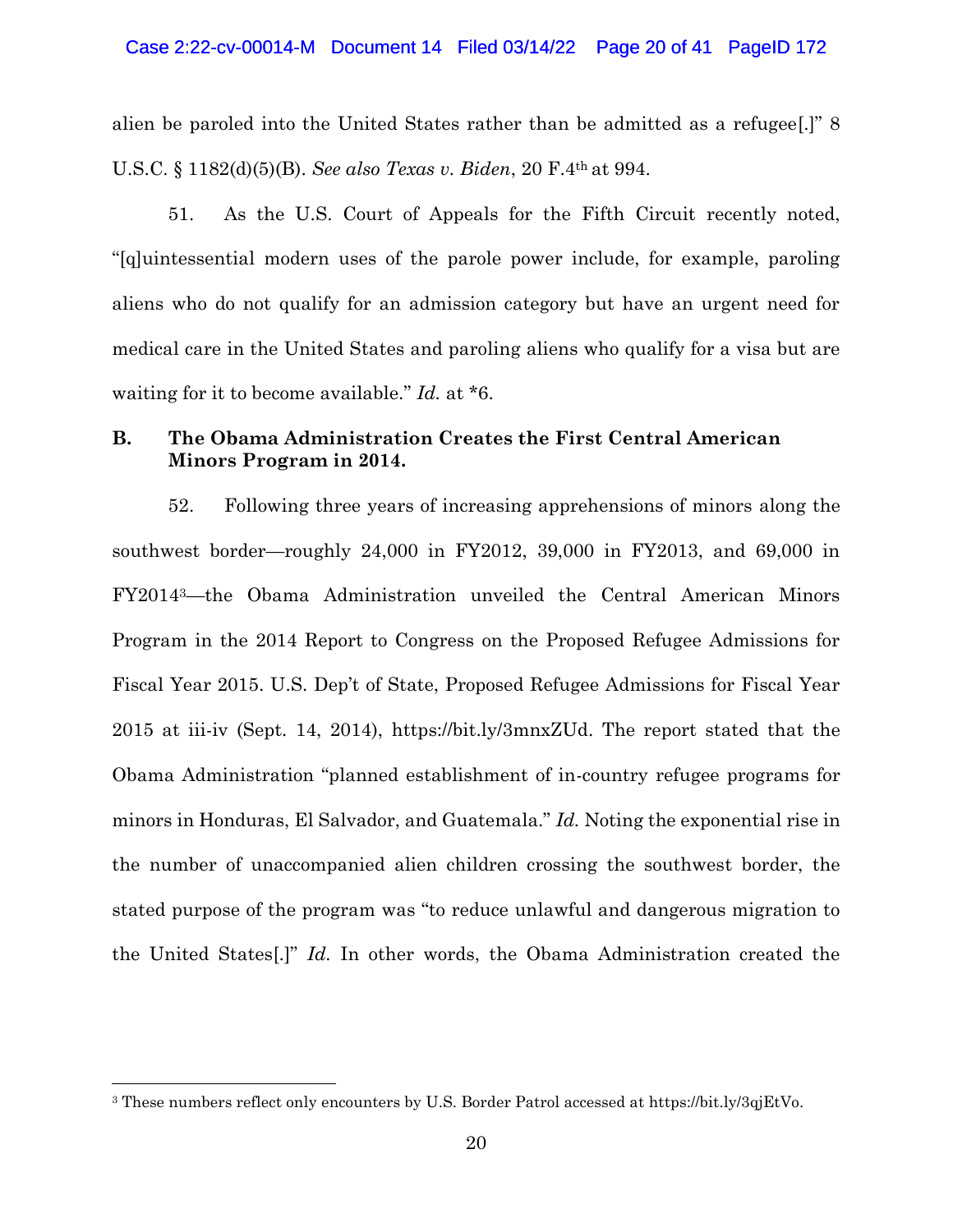alien be paroled into the United States rather than be admitted as a refugee[.]" 8 U.S.C. § 1182(d)(5)(B). *See also Texas v. Biden*, 20 F.4th at 994.

51. As the U.S. Court of Appeals for the Fifth Circuit recently noted, "[q]uintessential modern uses of the parole power include, for example, paroling aliens who do not qualify for an admission category but have an urgent need for medical care in the United States and paroling aliens who qualify for a visa but are waiting for it to become available." *Id.* at *6.

### B. The Obama Administration Creates the First Central American Minors Program in 2014.

52. Following three years of increasing apprehensions of minors along the southwest border—roughly 24,000 in FY2012, 39,000 in FY2013, and 69,000 in FY2014[3]—the Obama Administration unveiled the Central American Minors Program in the 2014 Report to Congress on the Proposed Refugee Admissions for Fiscal Year 2015. U.S. Dep't of State, Proposed Refugee Admissions for Fiscal Year 2015 at iii-iv (Sept. 14, 2014), https://bit.ly/3mnxZUd. The report stated that the Obama Administration "planned establishment of in-country refugee programs for minors in Honduras, El Salvador, and Guatemala." *Id.* Noting the exponential rise in the number of unaccompanied alien children crossing the southwest border, the stated purpose of the program was "to reduce unlawful and dangerous migration to the United States[.]" *Id.* In other words, the Obama Administration created the

---

[3] These numbers reflect only encounters by U.S. Border Patrol accessed at https://bit.ly/3qjEtVo.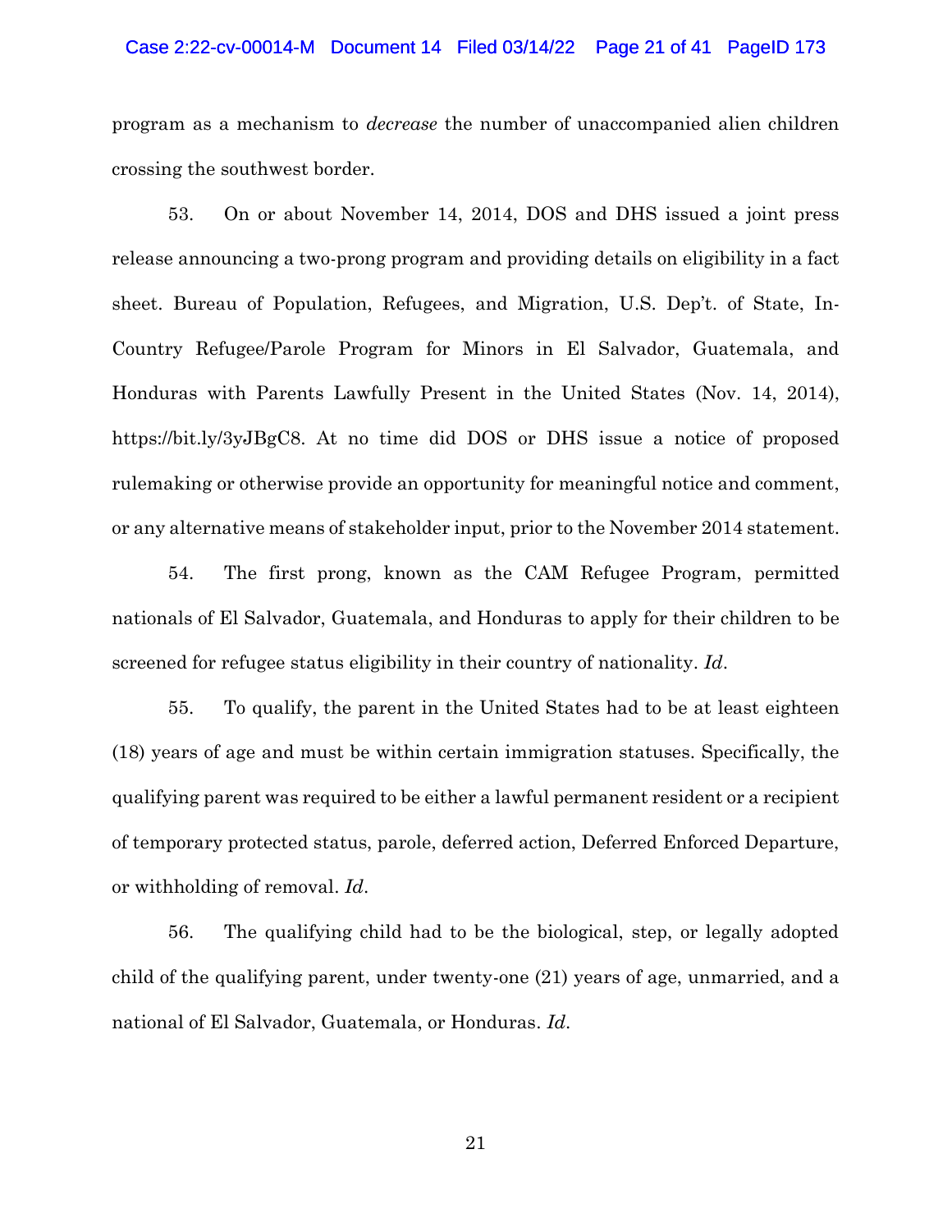program as a mechanism to *decrease* the number of unaccompanied alien children crossing the southwest border.

53. On or about November 14, 2014, DOS and DHS issued a joint press release announcing a two-prong program and providing details on eligibility in a fact sheet. Bureau of Population, Refugees, and Migration, U.S. Dep't. of State, In-Country Refugee/Parole Program for Minors in El Salvador, Guatemala, and Honduras with Parents Lawfully Present in the United States (Nov. 14, 2014), https://bit.ly/3yJBgC8. At no time did DOS or DHS issue a notice of proposed rulemaking or otherwise provide an opportunity for meaningful notice and comment, or any alternative means of stakeholder input, prior to the November 2014 statement.

54. The first prong, known as the CAM Refugee Program, permitted nationals of El Salvador, Guatemala, and Honduras to apply for their children to be screened for refugee status eligibility in their country of nationality. *Id*.

55. To qualify, the parent in the United States had to be at least eighteen (18) years of age and must be within certain immigration statuses. Specifically, the qualifying parent was required to be either a lawful permanent resident or a recipient of temporary protected status, parole, deferred action, Deferred Enforced Departure, or withholding of removal. *Id*.

56. The qualifying child had to be the biological, step, or legally adopted child of the qualifying parent, under twenty-one (21) years of age, unmarried, and a national of El Salvador, Guatemala, or Honduras. *Id*.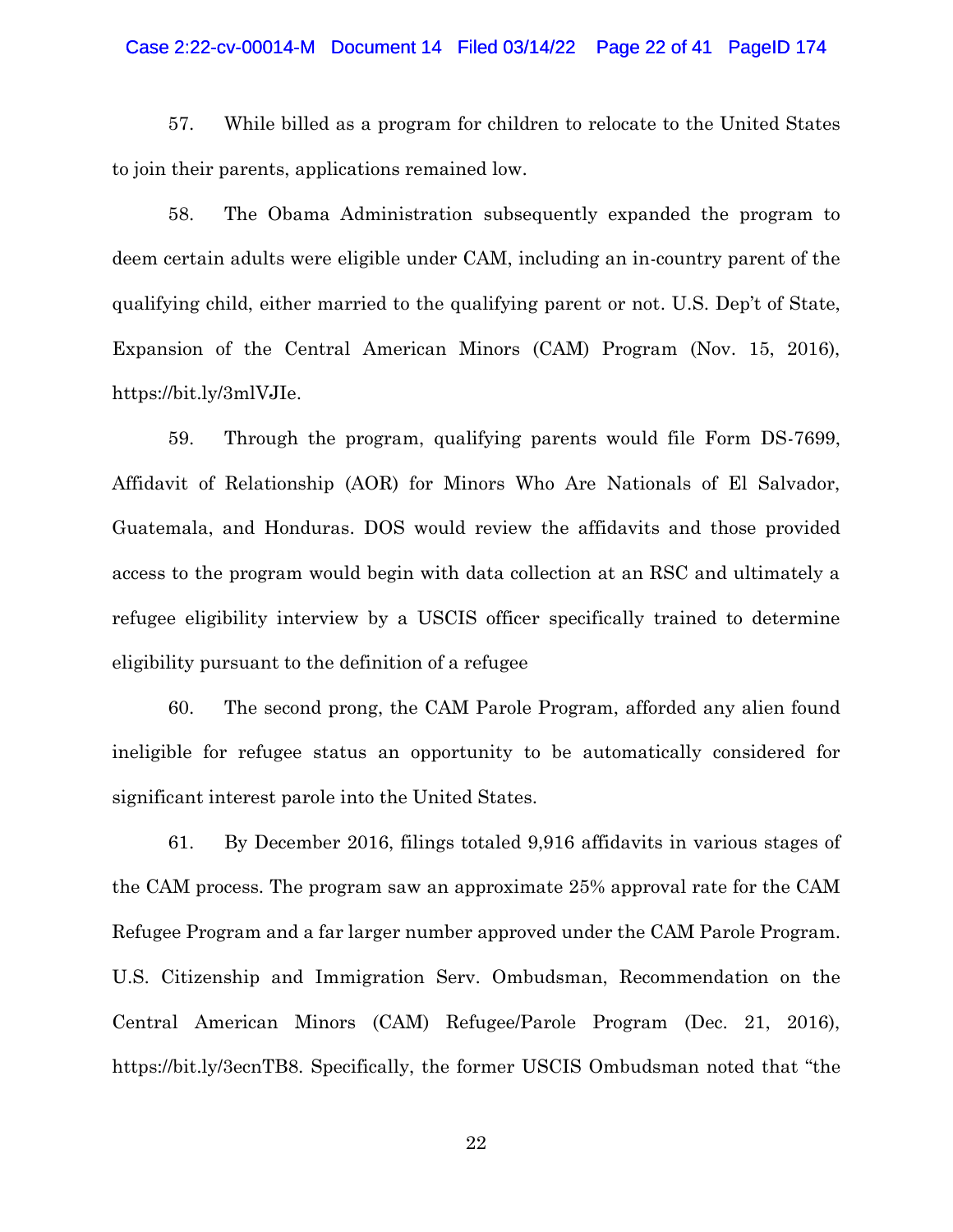57. While billed as a program for children to relocate to the United States to join their parents, applications remained low.

58. The Obama Administration subsequently expanded the program to deem certain adults were eligible under CAM, including an in-country parent of the qualifying child, either married to the qualifying parent or not. U.S. Dep't of State, Expansion of the Central American Minors (CAM) Program (Nov. 15, 2016), https://bit.ly/3mlVJIe.

59. Through the program, qualifying parents would file Form DS-7699, Affidavit of Relationship (AOR) for Minors Who Are Nationals of El Salvador, Guatemala, and Honduras. DOS would review the affidavits and those provided access to the program would begin with data collection at an RSC and ultimately a refugee eligibility interview by a USCIS officer specifically trained to determine eligibility pursuant to the definition of a refugee

60. The second prong, the CAM Parole Program, afforded any alien found ineligible for refugee status an opportunity to be automatically considered for significant interest parole into the United States.

61. By December 2016, filings totaled 9,916 affidavits in various stages of the CAM process. The program saw an approximate 25% approval rate for the CAM Refugee Program and a far larger number approved under the CAM Parole Program. U.S. Citizenship and Immigration Serv. Ombudsman, Recommendation on the Central American Minors (CAM) Refugee/Parole Program (Dec. 21, 2016), https://bit.ly/3ecnTB8. Specifically, the former USCIS Ombudsman noted that "the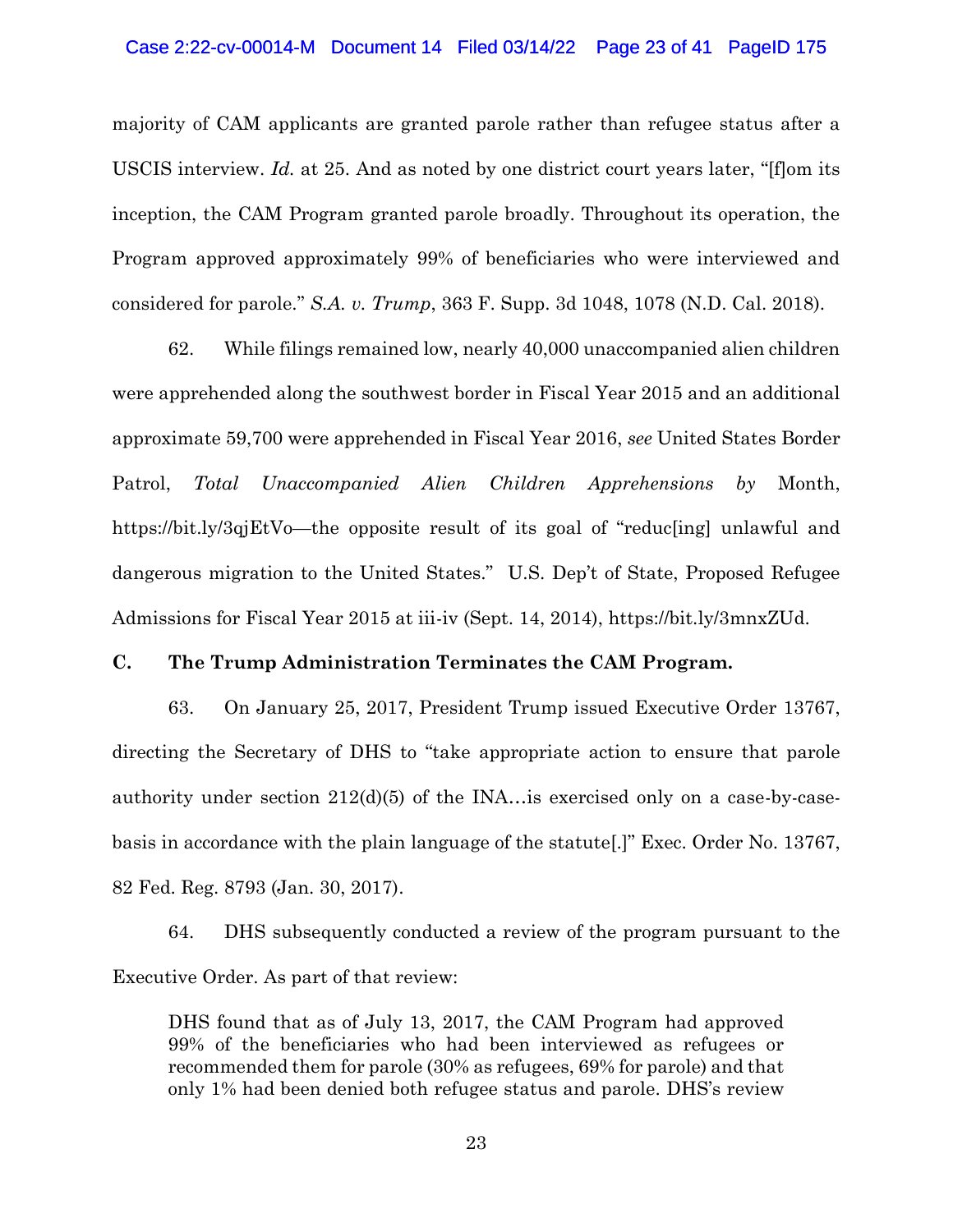majority of CAM applicants are granted parole rather than refugee status after a USCIS interview. *Id.* at 25. And as noted by one district court years later, "[f]om its inception, the CAM Program granted parole broadly. Throughout its operation, the Program approved approximately 99% of beneficiaries who were interviewed and considered for parole." *S.A. v. Trump*, 363 F. Supp. 3d 1048, 1078 (N.D. Cal. 2018).

62. While filings remained low, nearly 40,000 unaccompanied alien children were apprehended along the southwest border in Fiscal Year 2015 and an additional approximate 59,700 were apprehended in Fiscal Year 2016, *see* United States Border Patrol, *Total Unaccompanied Alien Children Apprehensions by* Month, https://bit.ly/3qjEtVo—the opposite result of its goal of "reduc[ing] unlawful and dangerous migration to the United States." U.S. Dep't of State, Proposed Refugee Admissions for Fiscal Year 2015 at iii-iv (Sept. 14, 2014), https://bit.ly/3mnxZUd.

### C. The Trump Administration Terminates the CAM Program.

63. On January 25, 2017, President Trump issued Executive Order 13767, directing the Secretary of DHS to "take appropriate action to ensure that parole authority under section 212(d)(5) of the INA…is exercised only on a case-by-case-basis in accordance with the plain language of the statute[.]" Exec. Order No. 13767, 82 Fed. Reg. 8793 (Jan. 30, 2017).

64. DHS subsequently conducted a review of the program pursuant to the Executive Order. As part of that review:

> DHS found that as of July 13, 2017, the CAM Program had approved 99% of the beneficiaries who had been interviewed as refugees or recommended them for parole (30% as refugees, 69% for parole) and that only 1% had been denied both refugee status and parole. DHS's review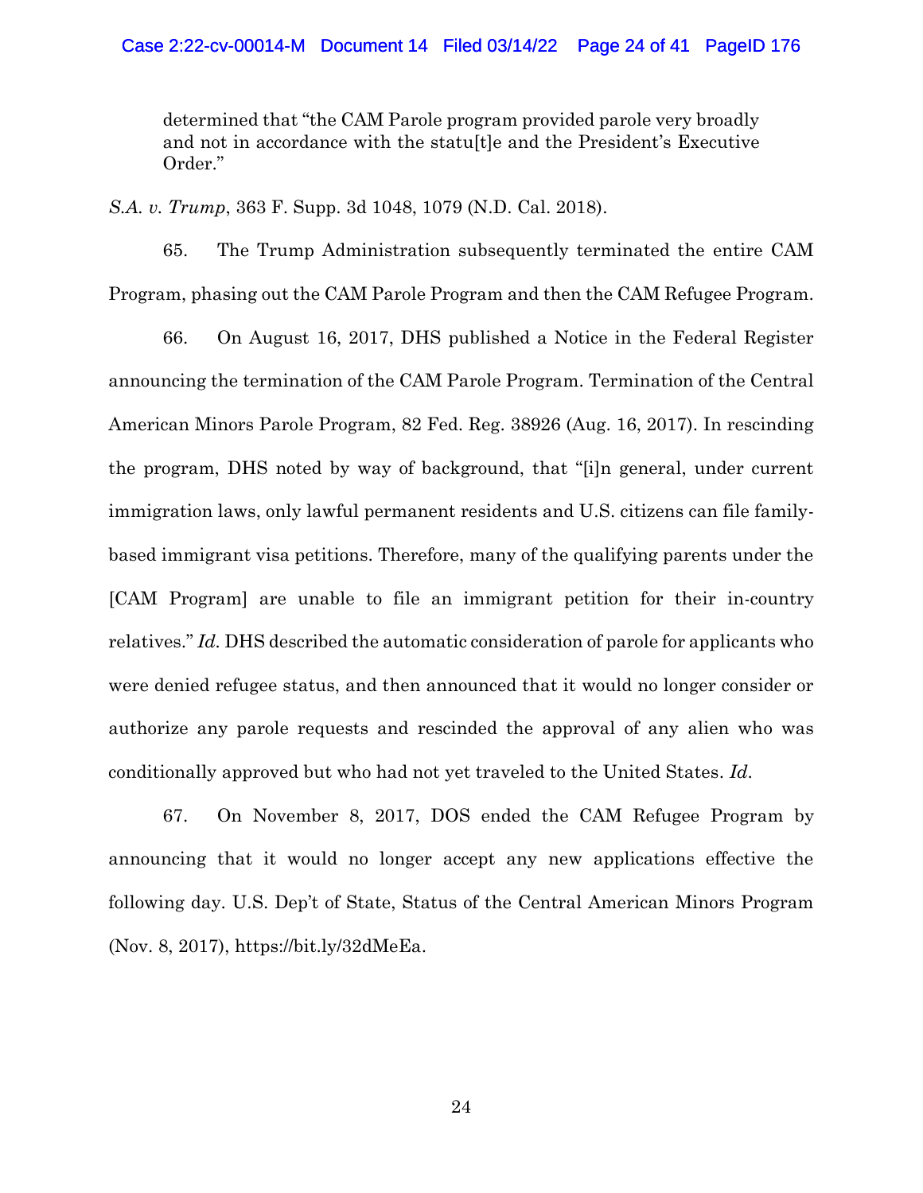> determined that "the CAM Parole program provided parole very broadly and not in accordance with the statu[t]e and the President's Executive Order."

*S.A. v. Trump*, 363 F. Supp. 3d 1048, 1079 (N.D. Cal. 2018).

65. The Trump Administration subsequently terminated the entire CAM Program, phasing out the CAM Parole Program and then the CAM Refugee Program.

66. On August 16, 2017, DHS published a Notice in the Federal Register announcing the termination of the CAM Parole Program. Termination of the Central American Minors Parole Program, 82 Fed. Reg. 38926 (Aug. 16, 2017). In rescinding the program, DHS noted by way of background, that "[i]n general, under current immigration laws, only lawful permanent residents and U.S. citizens can file family-based immigrant visa petitions. Therefore, many of the qualifying parents under the [CAM Program] are unable to file an immigrant petition for their in-country relatives." *Id.* DHS described the automatic consideration of parole for applicants who were denied refugee status, and then announced that it would no longer consider or authorize any parole requests and rescinded the approval of any alien who was conditionally approved but who had not yet traveled to the United States. *Id.*

67. On November 8, 2017, DOS ended the CAM Refugee Program by announcing that it would no longer accept any new applications effective the following day. U.S. Dep't of State, Status of the Central American Minors Program (Nov. 8, 2017), https://bit.ly/32dMeEa.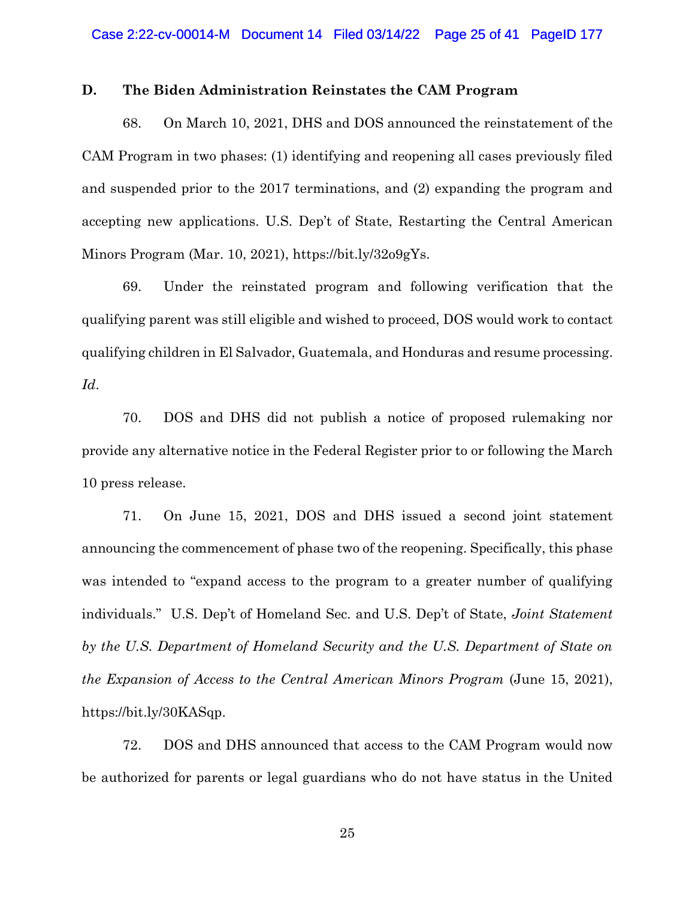### D. The Biden Administration Reinstates the CAM Program

68. On March 10, 2021, DHS and DOS announced the reinstatement of the CAM Program in two phases: (1) identifying and reopening all cases previously filed and suspended prior to the 2017 terminations, and (2) expanding the program and accepting new applications. U.S. Dep't of State, Restarting the Central American Minors Program (Mar. 10, 2021), https://bit.ly/32o9gYs.

69. Under the reinstated program and following verification that the qualifying parent was still eligible and wished to proceed, DOS would work to contact qualifying children in El Salvador, Guatemala, and Honduras and resume processing. *Id*.

70. DOS and DHS did not publish a notice of proposed rulemaking nor provide any alternative notice in the Federal Register prior to or following the March 10 press release.

71. On June 15, 2021, DOS and DHS issued a second joint statement announcing the commencement of phase two of the reopening. Specifically, this phase was intended to "expand access to the program to a greater number of qualifying individuals." U.S. Dep't of Homeland Sec. and U.S. Dep't of State, *Joint Statement by the U.S. Department of Homeland Security and the U.S. Department of State on the Expansion of Access to the Central American Minors Program* (June 15, 2021), https://bit.ly/30KASqp.

72. DOS and DHS announced that access to the CAM Program would now be authorized for parents or legal guardians who do not have status in the United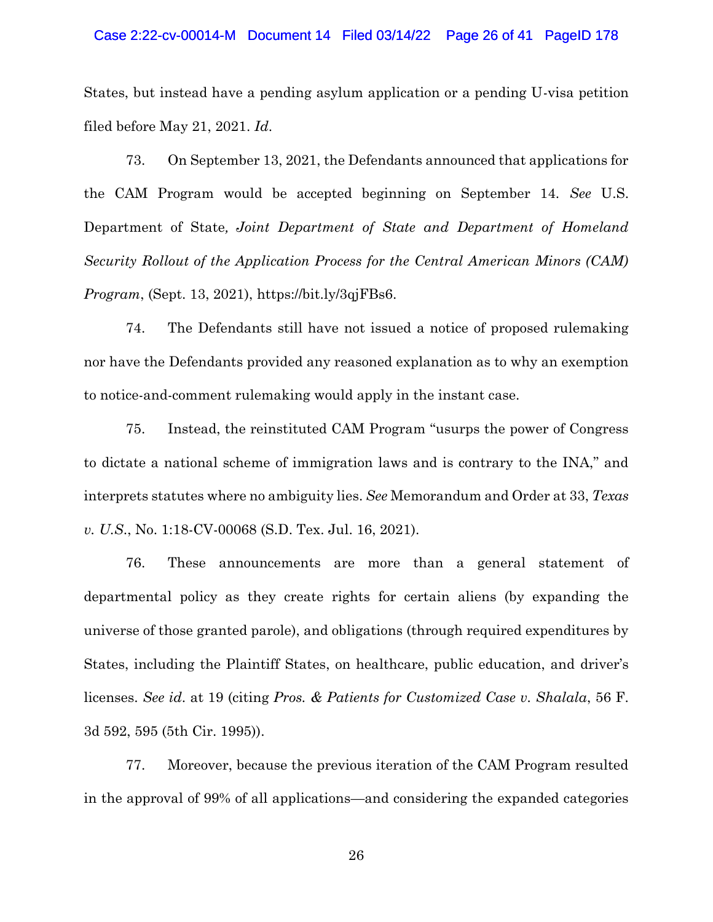States, but instead have a pending asylum application or a pending U-visa petition filed before May 21, 2021. *Id*.

73. On September 13, 2021, the Defendants announced that applications for the CAM Program would be accepted beginning on September 14. *See* U.S. Department of State*, Joint Department of State and Department of Homeland Security Rollout of the Application Process for the Central American Minors (CAM) Program*, (Sept. 13, 2021), https://bit.ly/3qjFBs6.

74. The Defendants still have not issued a notice of proposed rulemaking nor have the Defendants provided any reasoned explanation as to why an exemption to notice-and-comment rulemaking would apply in the instant case.

75. Instead, the reinstituted CAM Program "usurps the power of Congress to dictate a national scheme of immigration laws and is contrary to the INA," and interprets statutes where no ambiguity lies. *See* Memorandum and Order at 33, *Texas v. U.S.*, No. 1:18-CV-00068 (S.D. Tex. Jul. 16, 2021).

76. These announcements are more than a general statement of departmental policy as they create rights for certain aliens (by expanding the universe of those granted parole), and obligations (through required expenditures by States, including the Plaintiff States, on healthcare, public education, and driver's licenses. *See id*. at 19 (citing *Pros. & Patients for Customized Case v. Shalala*, 56 F. 3d 592, 595 (5th Cir. 1995)).

77. Moreover, because the previous iteration of the CAM Program resulted in the approval of 99% of all applications—and considering the expanded categories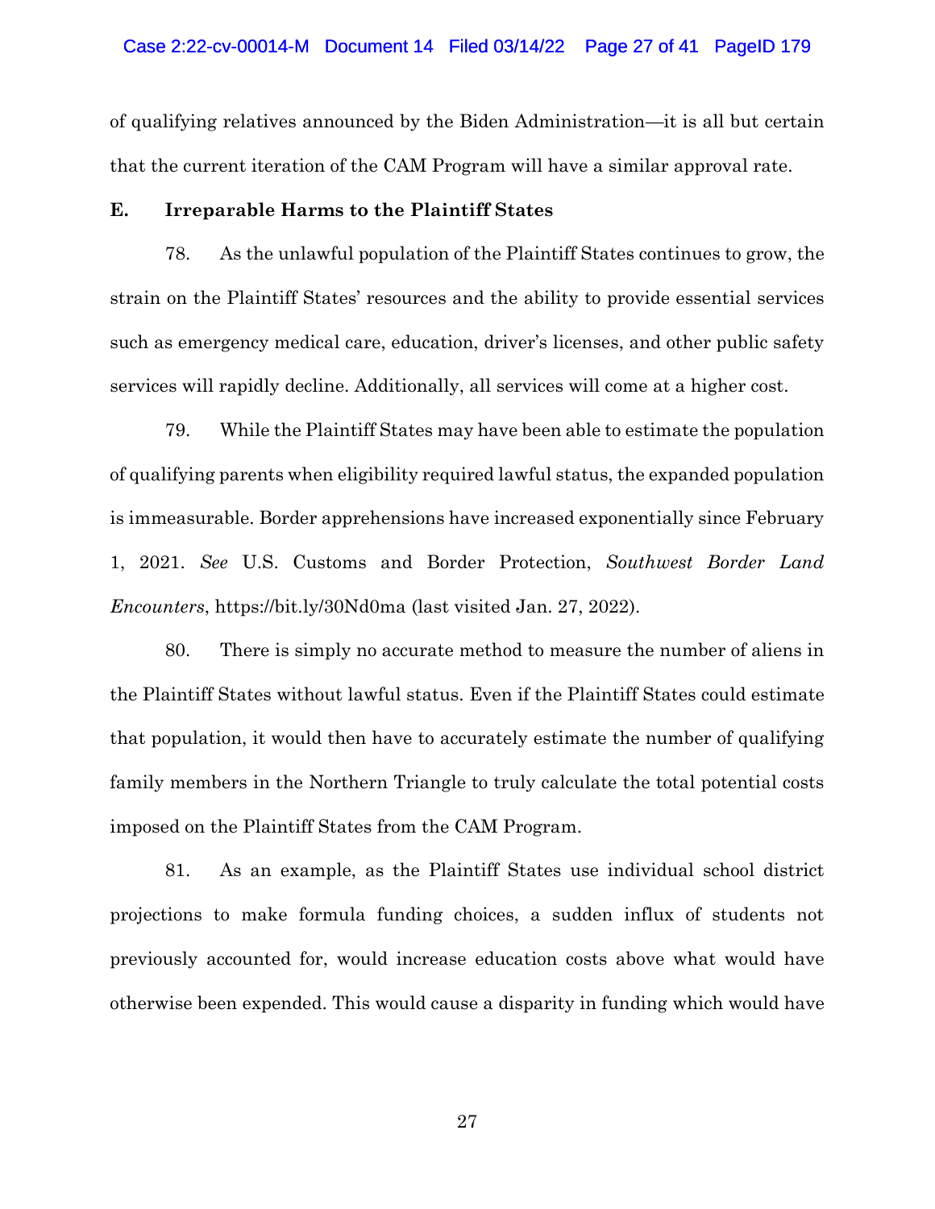of qualifying relatives announced by the Biden Administration—it is all but certain that the current iteration of the CAM Program will have a similar approval rate.

### E. Irreparable Harms to the Plaintiff States

78. As the unlawful population of the Plaintiff States continues to grow, the strain on the Plaintiff States' resources and the ability to provide essential services such as emergency medical care, education, driver's licenses, and other public safety services will rapidly decline. Additionally, all services will come at a higher cost.

79. While the Plaintiff States may have been able to estimate the population of qualifying parents when eligibility required lawful status, the expanded population is immeasurable. Border apprehensions have increased exponentially since February 1, 2021. *See* U.S. Customs and Border Protection, *Southwest Border Land Encounters*, https://bit.ly/30Nd0ma (last visited Jan. 27, 2022).

80. There is simply no accurate method to measure the number of aliens in the Plaintiff States without lawful status. Even if the Plaintiff States could estimate that population, it would then have to accurately estimate the number of qualifying family members in the Northern Triangle to truly calculate the total potential costs imposed on the Plaintiff States from the CAM Program.

81. As an example, as the Plaintiff States use individual school district projections to make formula funding choices, a sudden influx of students not previously accounted for, would increase education costs above what would have otherwise been expended. This would cause a disparity in funding which would have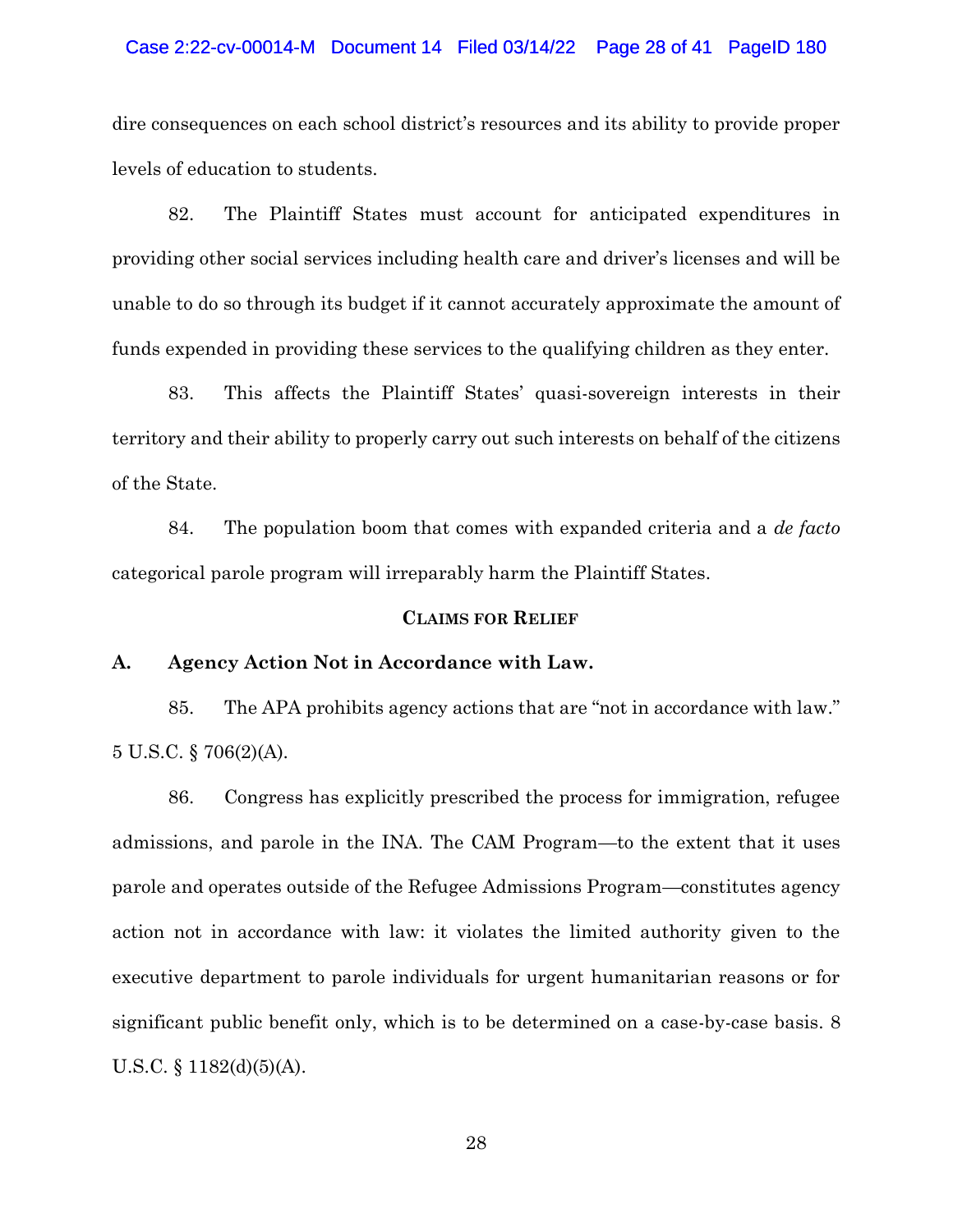dire consequences on each school district's resources and its ability to provide proper levels of education to students.

82. The Plaintiff States must account for anticipated expenditures in providing other social services including health care and driver's licenses and will be unable to do so through its budget if it cannot accurately approximate the amount of funds expended in providing these services to the qualifying children as they enter.

83. This affects the Plaintiff States' quasi-sovereign interests in their territory and their ability to properly carry out such interests on behalf of the citizens of the State.

84. The population boom that comes with expanded criteria and a *de facto* categorical parole program will irreparably harm the Plaintiff States.

## CLAIMS FOR RELIEF

### A. Agency Action Not in Accordance with Law.

85. The APA prohibits agency actions that are "not in accordance with law." 5 U.S.C. § 706(2)(A).

86. Congress has explicitly prescribed the process for immigration, refugee admissions, and parole in the INA. The CAM Program—to the extent that it uses parole and operates outside of the Refugee Admissions Program—constitutes agency action not in accordance with law: it violates the limited authority given to the executive department to parole individuals for urgent humanitarian reasons or for significant public benefit only, which is to be determined on a case-by-case basis. 8 U.S.C. § 1182(d)(5)(A).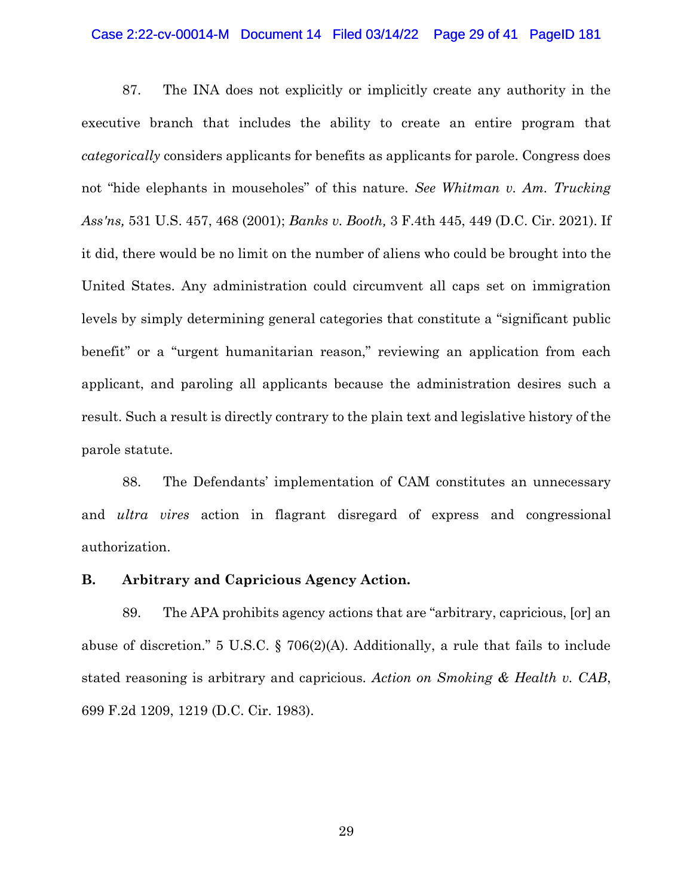87. The INA does not explicitly or implicitly create any authority in the executive branch that includes the ability to create an entire program that *categorically* considers applicants for benefits as applicants for parole. Congress does not "hide elephants in mouseholes" of this nature. *See Whitman v. Am. Trucking Ass'ns,* 531 U.S. 457, 468 (2001); *Banks v. Booth,* 3 F.4th 445, 449 (D.C. Cir. 2021). If it did, there would be no limit on the number of aliens who could be brought into the United States. Any administration could circumvent all caps set on immigration levels by simply determining general categories that constitute a "significant public benefit" or a "urgent humanitarian reason," reviewing an application from each applicant, and paroling all applicants because the administration desires such a result. Such a result is directly contrary to the plain text and legislative history of the parole statute.

88. The Defendants' implementation of CAM constitutes an unnecessary and *ultra vires* action in flagrant disregard of express and congressional authorization.

**B. Arbitrary and Capricious Agency Action.**

89. The APA prohibits agency actions that are "arbitrary, capricious, [or] an abuse of discretion." 5 U.S.C. § 706(2)(A). Additionally, a rule that fails to include stated reasoning is arbitrary and capricious. *Action on Smoking & Health v. CAB*, 699 F.2d 1209, 1219 (D.C. Cir. 1983).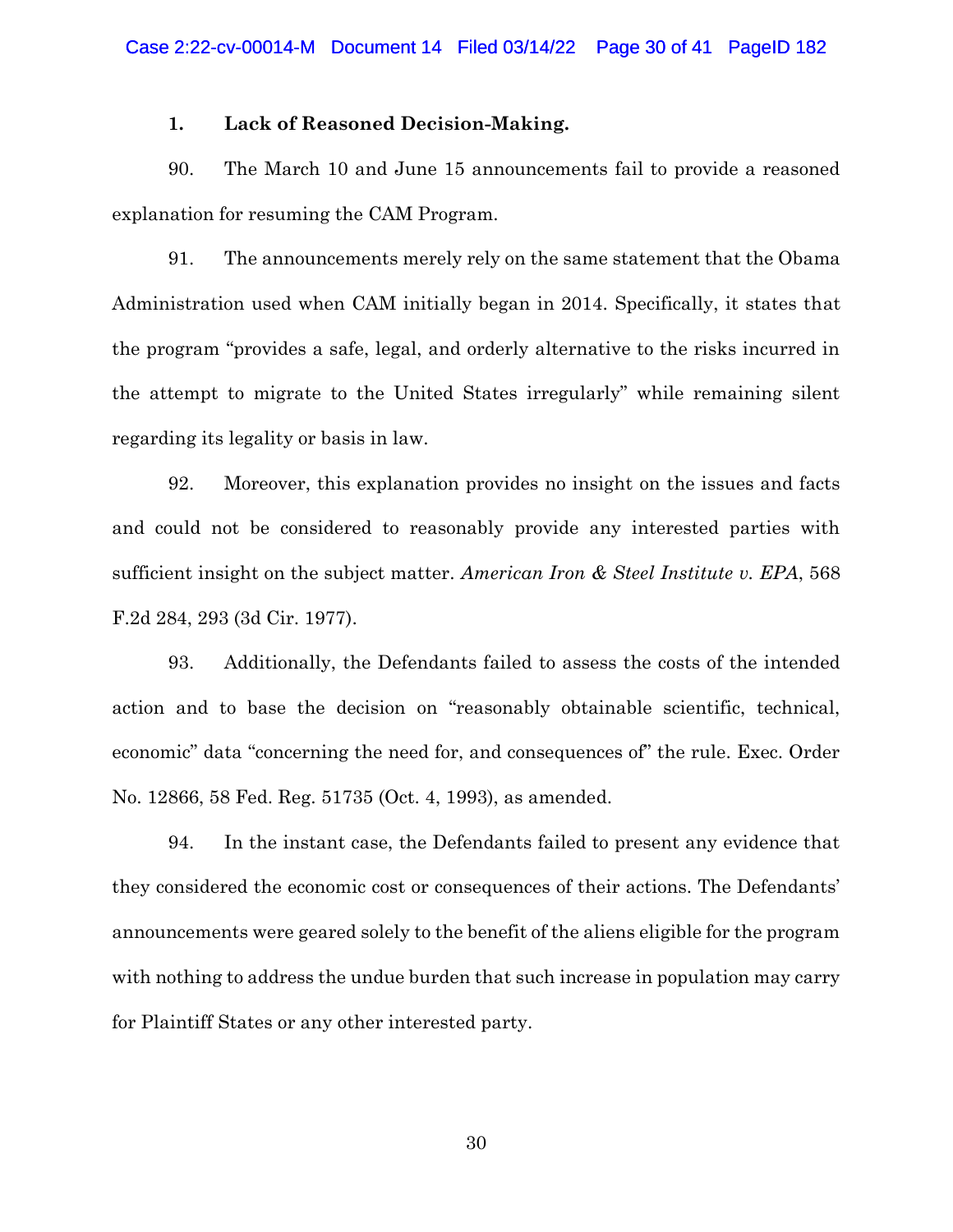### 1. Lack of Reasoned Decision-Making.

90. The March 10 and June 15 announcements fail to provide a reasoned explanation for resuming the CAM Program.

91. The announcements merely rely on the same statement that the Obama Administration used when CAM initially began in 2014. Specifically, it states that the program "provides a safe, legal, and orderly alternative to the risks incurred in the attempt to migrate to the United States irregularly" while remaining silent regarding its legality or basis in law.

92. Moreover, this explanation provides no insight on the issues and facts and could not be considered to reasonably provide any interested parties with sufficient insight on the subject matter. *American Iron & Steel Institute v. EPA*, 568 F.2d 284, 293 (3d Cir. 1977).

93. Additionally, the Defendants failed to assess the costs of the intended action and to base the decision on "reasonably obtainable scientific, technical, economic" data "concerning the need for, and consequences of" the rule. Exec. Order No. 12866, 58 Fed. Reg. 51735 (Oct. 4, 1993), as amended.

94. In the instant case, the Defendants failed to present any evidence that they considered the economic cost or consequences of their actions. The Defendants' announcements were geared solely to the benefit of the aliens eligible for the program with nothing to address the undue burden that such increase in population may carry for Plaintiff States or any other interested party.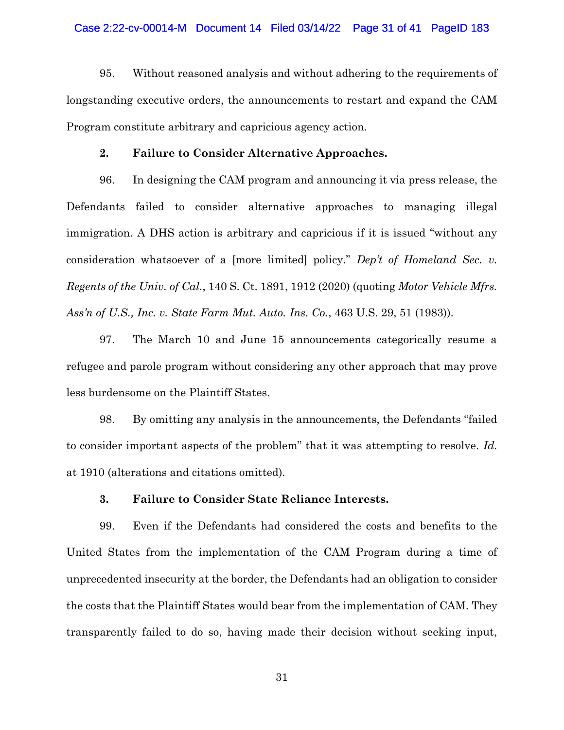95. Without reasoned analysis and without adhering to the requirements of longstanding executive orders, the announcements to restart and expand the CAM Program constitute arbitrary and capricious agency action.

**2. Failure to Consider Alternative Approaches.**

96. In designing the CAM program and announcing it via press release, the Defendants failed to consider alternative approaches to managing illegal immigration. A DHS action is arbitrary and capricious if it is issued "without any consideration whatsoever of a [more limited] policy." *Dep't of Homeland Sec. v. Regents of the Univ. of Cal.*, 140 S. Ct. 1891, 1912 (2020) (quoting *Motor Vehicle Mfrs. Ass'n of U.S., Inc. v. State Farm Mut. Auto. Ins. Co.*, 463 U.S. 29, 51 (1983)).

97. The March 10 and June 15 announcements categorically resume a refugee and parole program without considering any other approach that may prove less burdensome on the Plaintiff States.

98. By omitting any analysis in the announcements, the Defendants "failed to consider important aspects of the problem" that it was attempting to resolve. *Id.* at 1910 (alterations and citations omitted).

**3. Failure to Consider State Reliance Interests.**

99. Even if the Defendants had considered the costs and benefits to the United States from the implementation of the CAM Program during a time of unprecedented insecurity at the border, the Defendants had an obligation to consider the costs that the Plaintiff States would bear from the implementation of CAM. They transparently failed to do so, having made their decision without seeking input,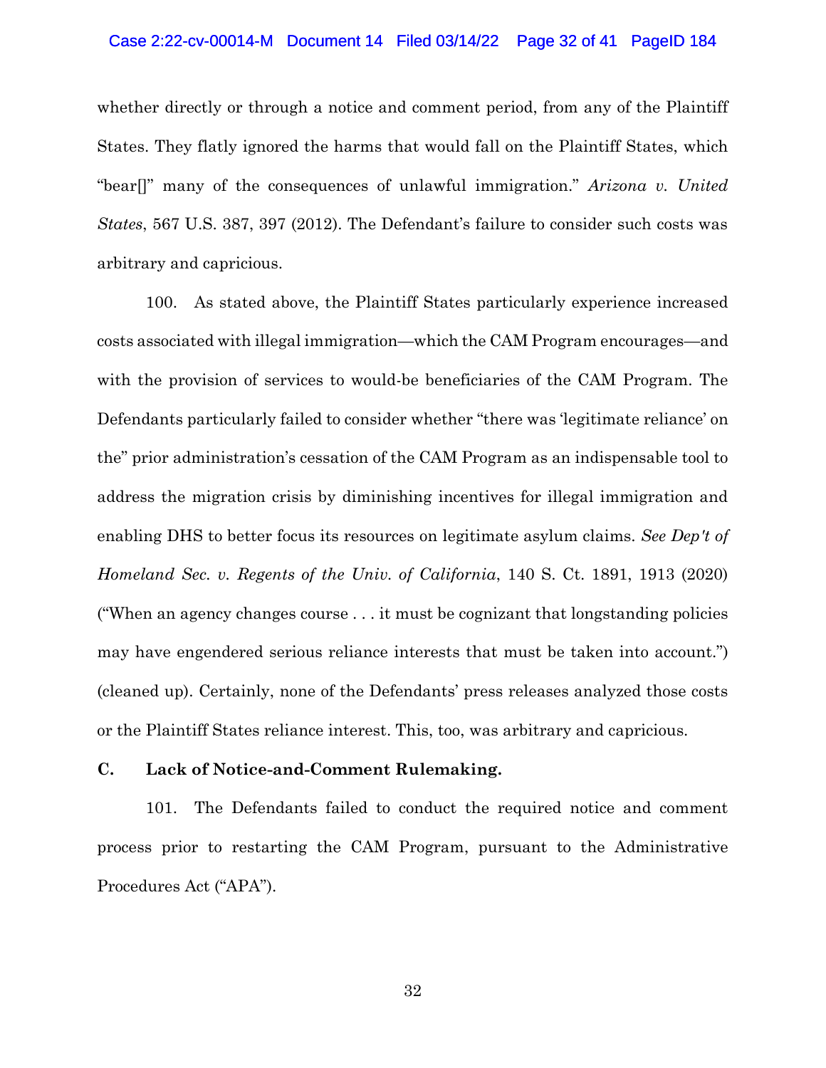whether directly or through a notice and comment period, from any of the Plaintiff States. They flatly ignored the harms that would fall on the Plaintiff States, which "bear[]" many of the consequences of unlawful immigration." *Arizona v. United States*, 567 U.S. 387, 397 (2012). The Defendant's failure to consider such costs was arbitrary and capricious.

100. As stated above, the Plaintiff States particularly experience increased costs associated with illegal immigration—which the CAM Program encourages—and with the provision of services to would-be beneficiaries of the CAM Program. The Defendants particularly failed to consider whether "there was 'legitimate reliance' on the" prior administration's cessation of the CAM Program as an indispensable tool to address the migration crisis by diminishing incentives for illegal immigration and enabling DHS to better focus its resources on legitimate asylum claims. *See Dep't of Homeland Sec. v. Regents of the Univ. of California*, 140 S. Ct. 1891, 1913 (2020) ("When an agency changes course . . . it must be cognizant that longstanding policies may have engendered serious reliance interests that must be taken into account.") (cleaned up). Certainly, none of the Defendants' press releases analyzed those costs or the Plaintiff States reliance interest. This, too, was arbitrary and capricious.

**C. Lack of Notice-and-Comment Rulemaking.**

101. The Defendants failed to conduct the required notice and comment process prior to restarting the CAM Program, pursuant to the Administrative Procedures Act ("APA").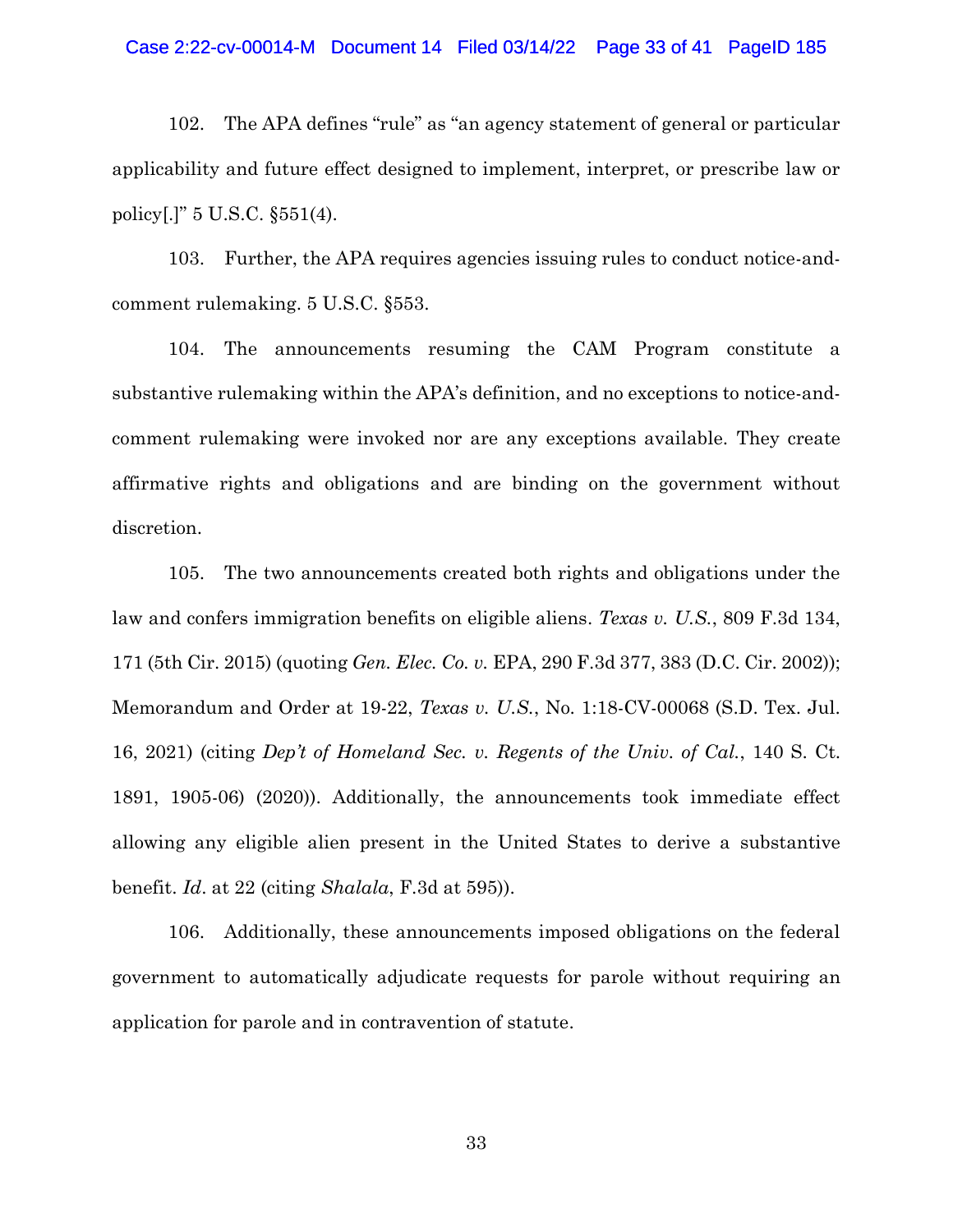102. The APA defines "rule" as "an agency statement of general or particular applicability and future effect designed to implement, interpret, or prescribe law or policy[.]" 5 U.S.C. §551(4).

103. Further, the APA requires agencies issuing rules to conduct notice-and-comment rulemaking. 5 U.S.C. §553.

104. The announcements resuming the CAM Program constitute a substantive rulemaking within the APA's definition, and no exceptions to notice-and-comment rulemaking were invoked nor are any exceptions available. They create affirmative rights and obligations and are binding on the government without discretion.

105. The two announcements created both rights and obligations under the law and confers immigration benefits on eligible aliens. *Texas v. U.S.*, 809 F.3d 134, 171 (5th Cir. 2015) (quoting *Gen. Elec. Co. v.* EPA, 290 F.3d 377, 383 (D.C. Cir. 2002)); Memorandum and Order at 19-22, *Texas v. U.S.*, No. 1:18-CV-00068 (S.D. Tex. Jul. 16, 2021) (citing *Dep't of Homeland Sec. v. Regents of the Univ. of Cal.*, 140 S. Ct. 1891, 1905-06) (2020)). Additionally, the announcements took immediate effect allowing any eligible alien present in the United States to derive a substantive benefit. *Id*. at 22 (citing *Shalala*, F.3d at 595)).

106. Additionally, these announcements imposed obligations on the federal government to automatically adjudicate requests for parole without requiring an application for parole and in contravention of statute.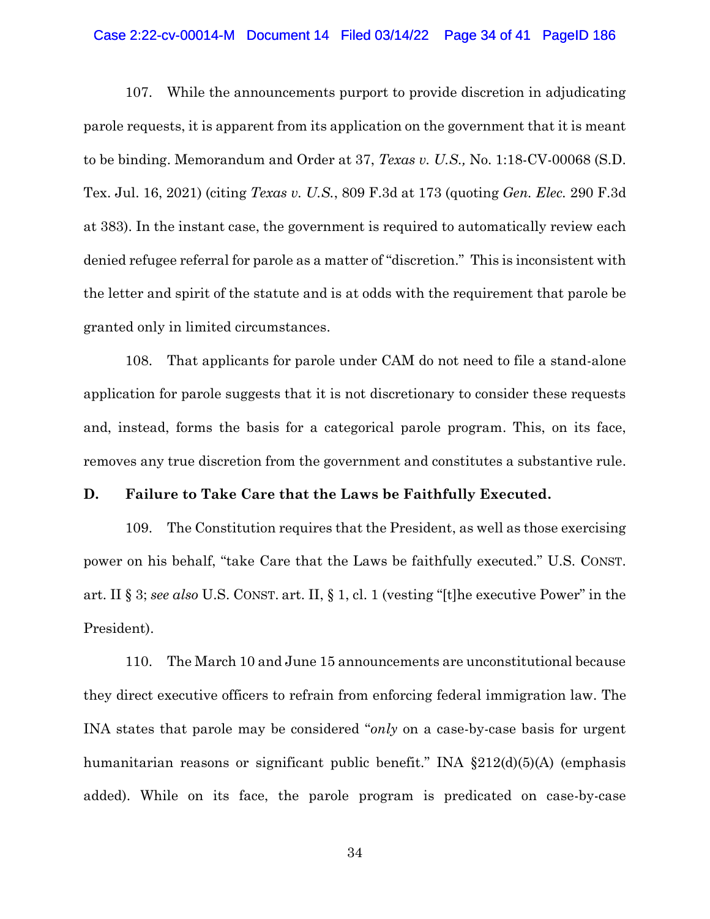107. While the announcements purport to provide discretion in adjudicating parole requests, it is apparent from its application on the government that it is meant to be binding. Memorandum and Order at 37, *Texas v. U.S.,* No. 1:18-CV-00068 (S.D. Tex. Jul. 16, 2021) (citing *Texas v. U.S.*, 809 F.3d at 173 (quoting *Gen. Elec.* 290 F.3d at 383). In the instant case, the government is required to automatically review each denied refugee referral for parole as a matter of "discretion." This is inconsistent with the letter and spirit of the statute and is at odds with the requirement that parole be granted only in limited circumstances.

108. That applicants for parole under CAM do not need to file a stand-alone application for parole suggests that it is not discretionary to consider these requests and, instead, forms the basis for a categorical parole program. This, on its face, removes any true discretion from the government and constitutes a substantive rule.

**D. Failure to Take Care that the Laws be Faithfully Executed.**

109. The Constitution requires that the President, as well as those exercising power on his behalf, "take Care that the Laws be faithfully executed." U.S. CONST. art. II § 3; *see also* U.S. CONST. art. II, § 1, cl. 1 (vesting "[t]he executive Power" in the President).

110. The March 10 and June 15 announcements are unconstitutional because they direct executive officers to refrain from enforcing federal immigration law. The INA states that parole may be considered "*only* on a case-by-case basis for urgent humanitarian reasons or significant public benefit." INA §212(d)(5)(A) (emphasis added). While on its face, the parole program is predicated on case-by-case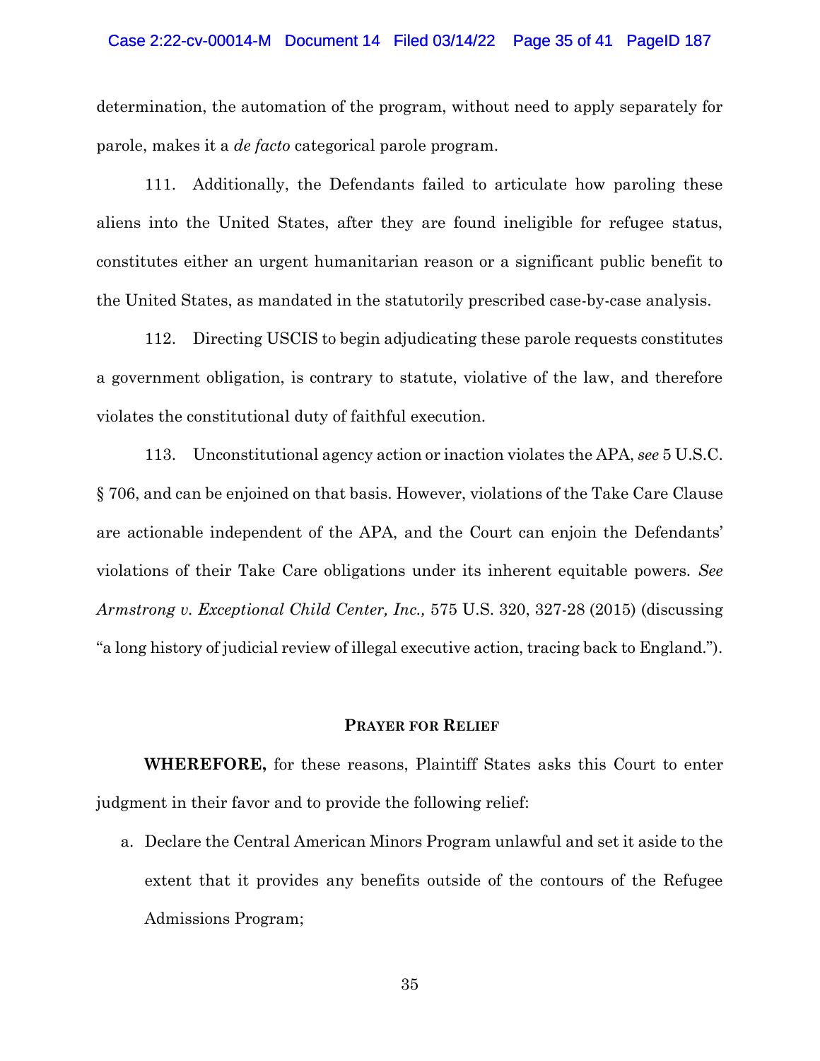determination, the automation of the program, without need to apply separately for parole, makes it a *de facto* categorical parole program.

111. Additionally, the Defendants failed to articulate how paroling these aliens into the United States, after they are found ineligible for refugee status, constitutes either an urgent humanitarian reason or a significant public benefit to the United States, as mandated in the statutorily prescribed case-by-case analysis.

112. Directing USCIS to begin adjudicating these parole requests constitutes a government obligation, is contrary to statute, violative of the law, and therefore violates the constitutional duty of faithful execution.

113. Unconstitutional agency action or inaction violates the APA, *see* 5 U.S.C. § 706, and can be enjoined on that basis. However, violations of the Take Care Clause are actionable independent of the APA, and the Court can enjoin the Defendants' violations of their Take Care obligations under its inherent equitable powers. *See Armstrong v. Exceptional Child Center, Inc.,* 575 U.S. 320, 327-28 (2015) (discussing "a long history of judicial review of illegal executive action, tracing back to England.").

## PRAYER FOR RELIEF

**WHEREFORE,** for these reasons, Plaintiff States asks this Court to enter judgment in their favor and to provide the following relief:

a. Declare the Central American Minors Program unlawful and set it aside to the extent that it provides any benefits outside of the contours of the Refugee Admissions Program;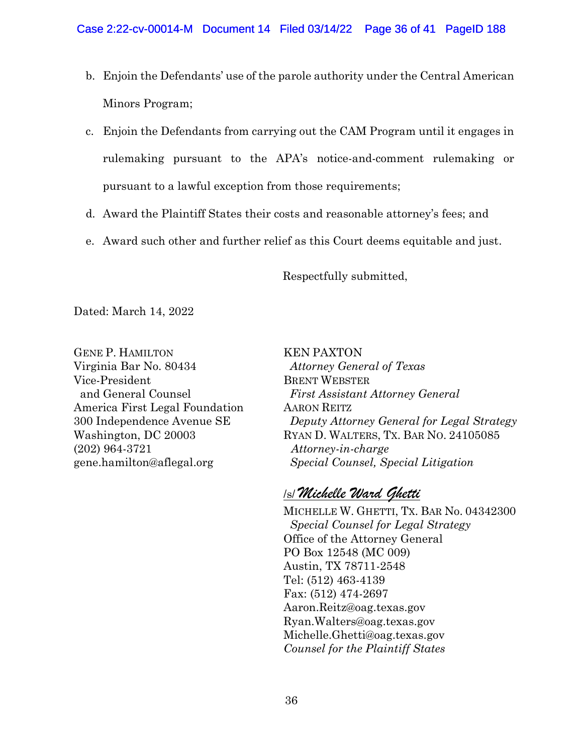b. Enjoin the Defendants' use of the parole authority under the Central American Minors Program;

c. Enjoin the Defendants from carrying out the CAM Program until it engages in rulemaking pursuant to the APA's notice-and-comment rulemaking or pursuant to a lawful exception from those requirements;

d. Award the Plaintiff States their costs and reasonable attorney's fees; and

e. Award such other and further relief as this Court deems equitable and just.

Respectfully submitted,

Dated: March 14, 2022

GENE P. HAMILTON
Virginia Bar No. 80434
Vice-President
and General Counsel
America First Legal Foundation
300 Independence Avenue SE
Washington, DC 20003
(202) 964-3721
gene.hamilton@aflegal.org

KEN PAXTON
*Attorney General of Texas*
BRENT WEBSTER
*First Assistant Attorney General*
AARON REITZ
*Deputy Attorney General for Legal Strategy*
RYAN D. WALTERS, TX. BAR NO. 24105085
*Attorney-in-charge*
*Special Counsel, Special Litigation*

/s/ *Michelle Ward Ghetti*
MICHELLE W. GHETTI, TX. BAR No. 04342300
*Special Counsel for Legal Strategy*
Office of the Attorney General
PO Box 12548 (MC 009)
Austin, TX 78711-2548
Tel: (512) 463-4139
Fax: (512) 474-2697
Aaron.Reitz@oag.texas.gov
Ryan.Walters@oag.texas.gov
Michelle.Ghetti@oag.texas.gov
*Counsel for the Plaintiff States*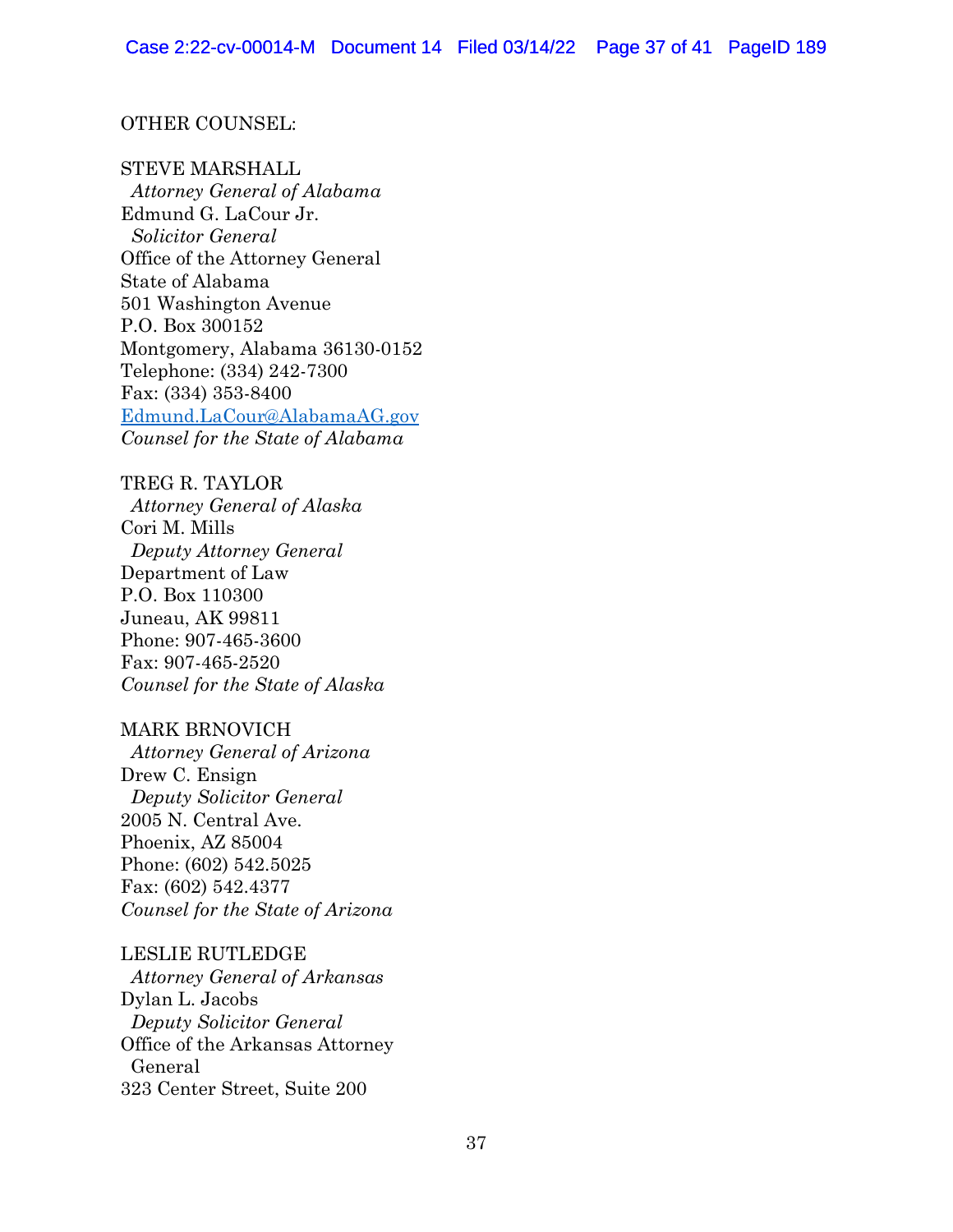OTHER COUNSEL:

STEVE MARSHALL
*Attorney General of Alabama*
Edmund G. LaCour Jr.
*Solicitor General*
Office of the Attorney General
State of Alabama
501 Washington Avenue
P.O. Box 300152
Montgomery, Alabama 36130-0152
Telephone: (334) 242-7300
Fax: (334) 353-8400
Edmund.LaCour@AlabamaAG.gov
*Counsel for the State of Alabama*

TREG R. TAYLOR
*Attorney General of Alaska*
Cori M. Mills
*Deputy Attorney General*
Department of Law
P.O. Box 110300
Juneau, AK 99811
Phone: 907-465-3600
Fax: 907-465-2520
*Counsel for the State of Alaska*

MARK BRNOVICH
*Attorney General of Arizona*
Drew C. Ensign
*Deputy Solicitor General*
2005 N. Central Ave.
Phoenix, AZ 85004
Phone: (602) 542.5025
Fax: (602) 542.4377
*Counsel for the State of Arizona*

LESLIE RUTLEDGE
*Attorney General of Arkansas*
Dylan L. Jacobs
*Deputy Solicitor General*
Office of the Arkansas Attorney General
323 Center Street, Suite 200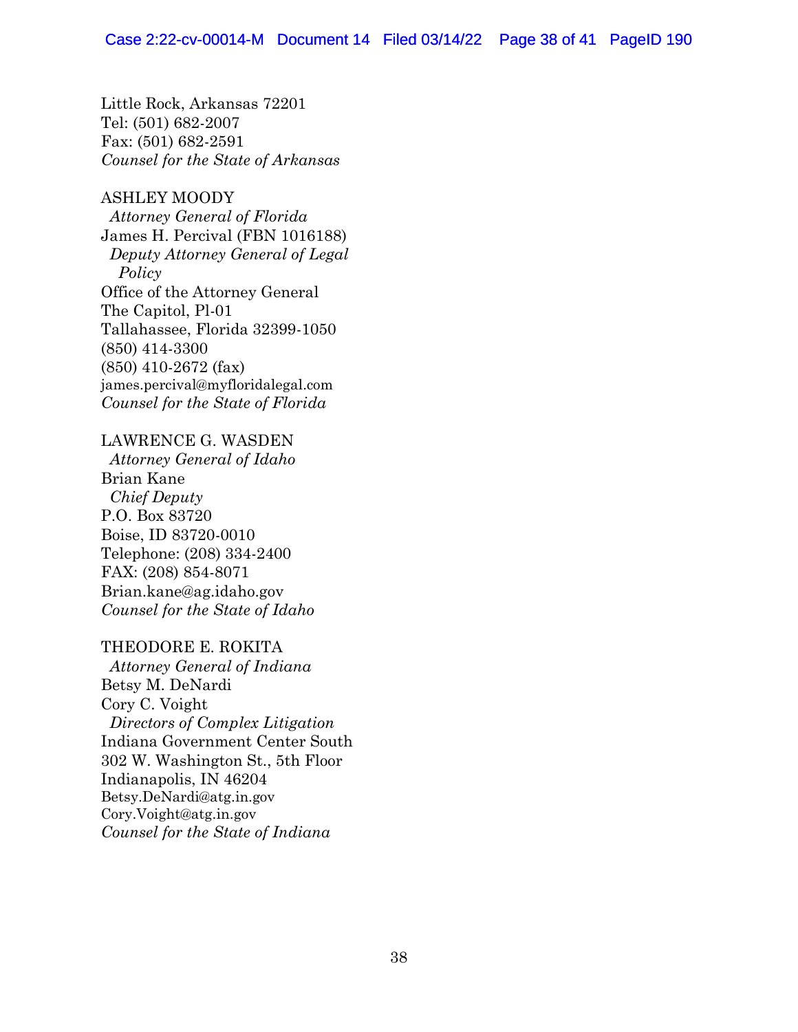Little Rock, Arkansas 72201
Tel: (501) 682-2007
Fax: (501) 682-2591
*Counsel for the State of Arkansas*

ASHLEY MOODY
*Attorney General of Florida*
James H. Percival (FBN 1016188)
*Deputy Attorney General of Legal Policy*
Office of the Attorney General
The Capitol, Pl-01
Tallahassee, Florida 32399-1050
(850) 414-3300
(850) 410-2672 (fax)
james.percival@myfloridalegal.com
*Counsel for the State of Florida*

LAWRENCE G. WASDEN
*Attorney General of Idaho*
Brian Kane
*Chief Deputy*
P.O. Box 83720
Boise, ID 83720-0010
Telephone: (208) 334-2400
FAX: (208) 854-8071
Brian.kane@ag.idaho.gov
*Counsel for the State of Idaho*

THEODORE E. ROKITA
*Attorney General of Indiana*
Betsy M. DeNardi
Cory C. Voight
*Directors of Complex Litigation*
Indiana Government Center South
302 W. Washington St., 5th Floor
Indianapolis, IN 46204
Betsy.DeNardi@atg.in.gov
Cory.Voight@atg.in.gov
*Counsel for the State of Indiana*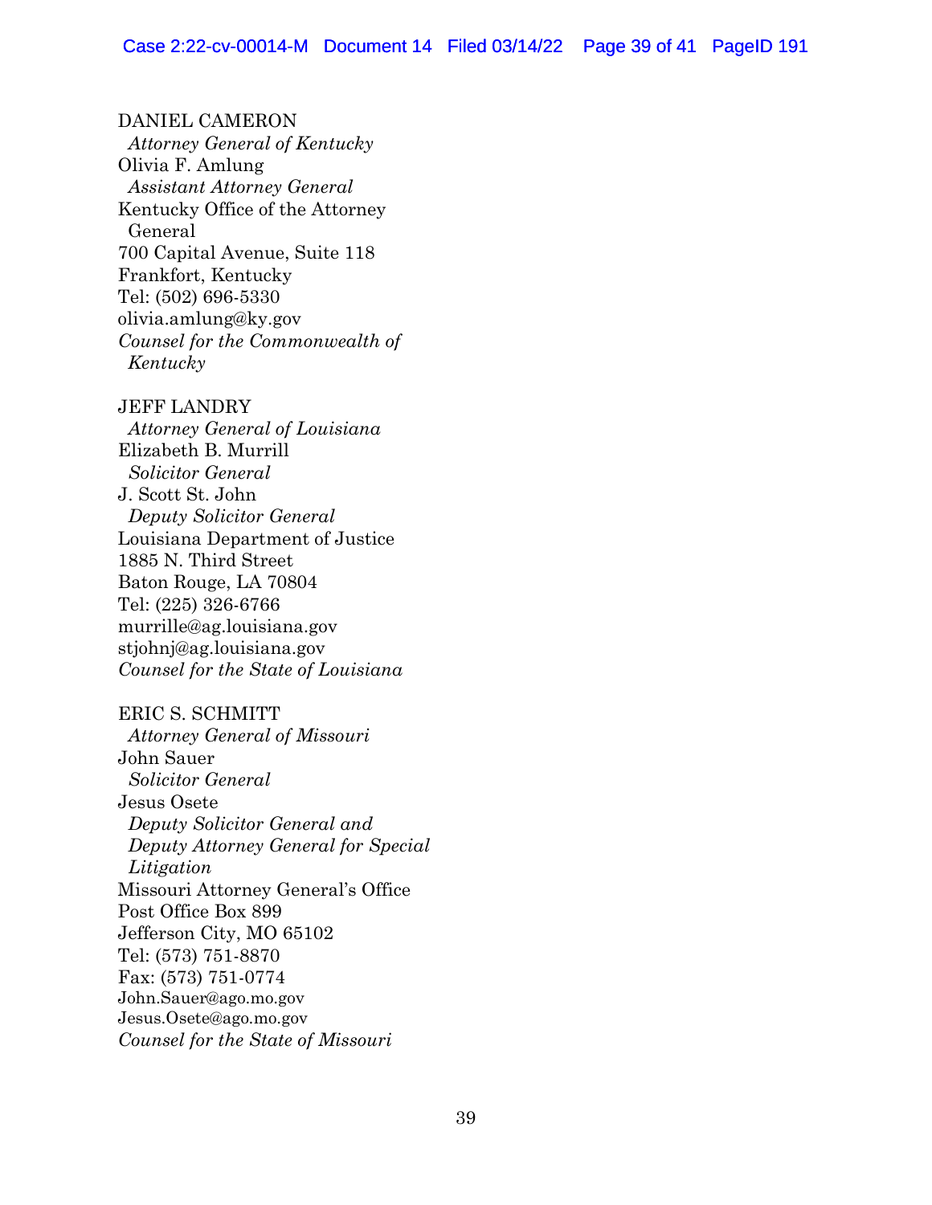DANIEL CAMERON
*Attorney General of Kentucky*
Olivia F. Amlung
*Assistant Attorney General*
Kentucky Office of the Attorney General
700 Capital Avenue, Suite 118
Frankfort, Kentucky
Tel: (502) 696-5330
olivia.amlung@ky.gov
*Counsel for the Commonwealth of Kentucky*

JEFF LANDRY
*Attorney General of Louisiana*
Elizabeth B. Murrill
*Solicitor General*
J. Scott St. John
*Deputy Solicitor General*
Louisiana Department of Justice
1885 N. Third Street
Baton Rouge, LA 70804
Tel: (225) 326-6766
murrille@ag.louisiana.gov
stjohnj@ag.louisiana.gov
*Counsel for the State of Louisiana*

ERIC S. SCHMITT
*Attorney General of Missouri*
John Sauer
*Solicitor General*
Jesus Osete
*Deputy Solicitor General and Deputy Attorney General for Special Litigation*
Missouri Attorney General's Office
Post Office Box 899
Jefferson City, MO 65102
Tel: (573) 751-8870
Fax: (573) 751-0774
John.Sauer@ago.mo.gov
Jesus.Osete@ago.mo.gov
*Counsel for the State of Missouri*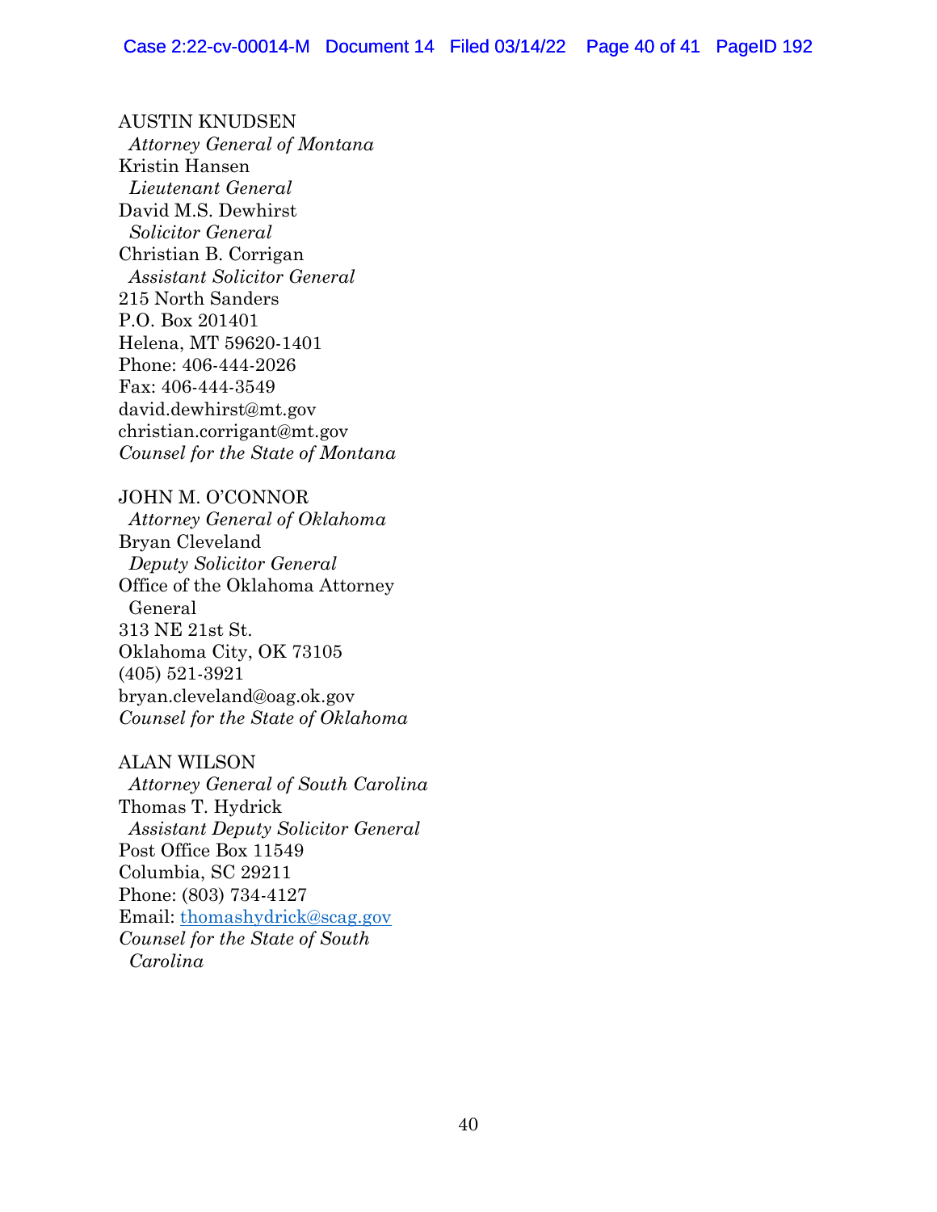AUSTIN KNUDSEN
*Attorney General of Montana*
Kristin Hansen
*Lieutenant General*
David M.S. Dewhirst
*Solicitor General*
Christian B. Corrigan
*Assistant Solicitor General*
215 North Sanders
P.O. Box 201401
Helena, MT 59620-1401
Phone: 406-444-2026
Fax: 406-444-3549
david.dewhirst@mt.gov
christian.corrigant@mt.gov
*Counsel for the State of Montana*

JOHN M. O'CONNOR
*Attorney General of Oklahoma*
Bryan Cleveland
*Deputy Solicitor General*
Office of the Oklahoma Attorney General
313 NE 21st St.
Oklahoma City, OK 73105
(405) 521-3921
bryan.cleveland@oag.ok.gov
*Counsel for the State of Oklahoma*

ALAN WILSON
*Attorney General of South Carolina*
Thomas T. Hydrick
*Assistant Deputy Solicitor General*
Post Office Box 11549
Columbia, SC 29211
Phone: (803) 734-4127
Email: thomashydrick@scag.gov
*Counsel for the State of South Carolina*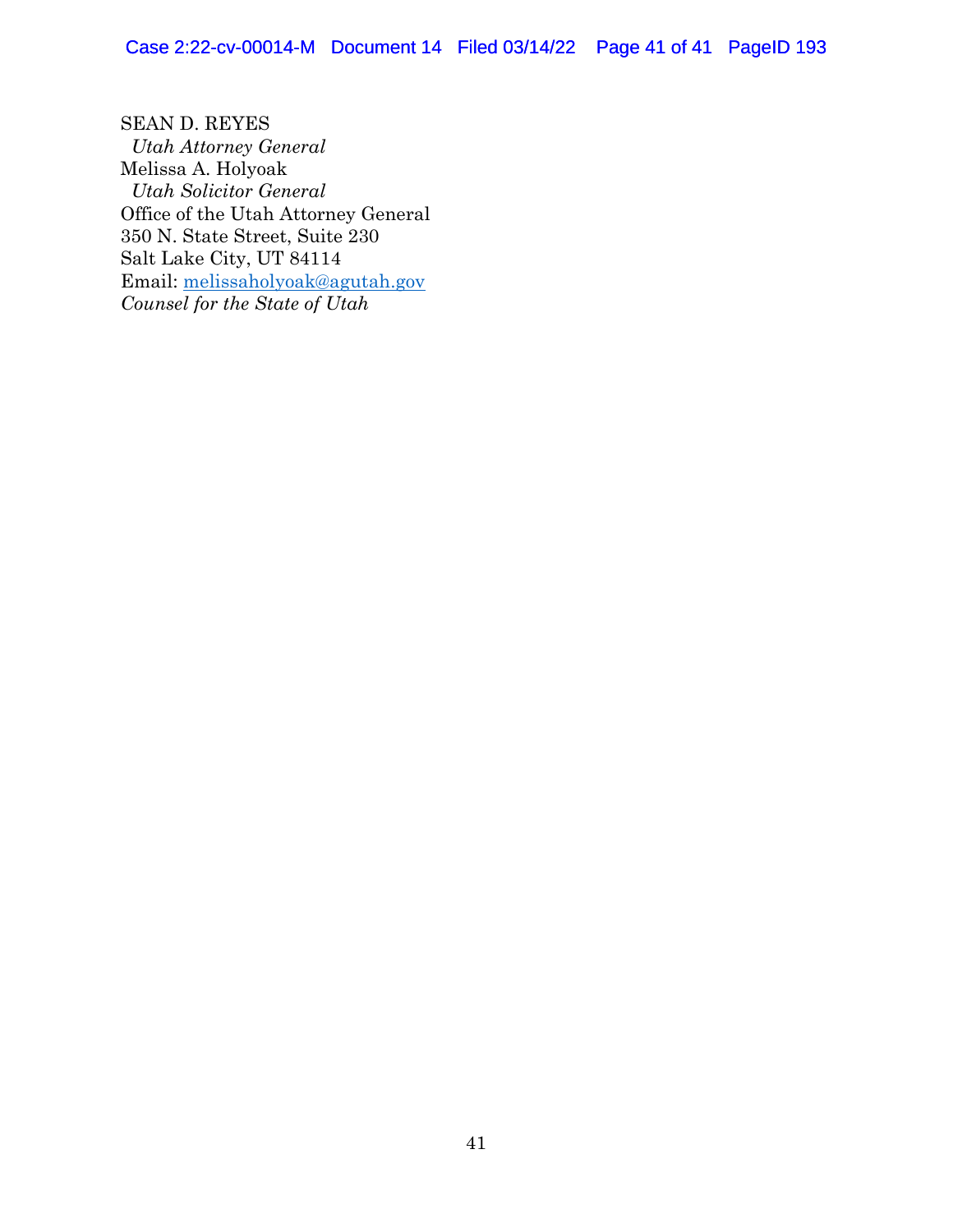SEAN D. REYES
*Utah Attorney General*
Melissa A. Holyoak
*Utah Solicitor General*
Office of the Utah Attorney General
350 N. State Street, Suite 230
Salt Lake City, UT 84114
Email: melissaholyoak@agutah.gov
*Counsel for the State of Utah*